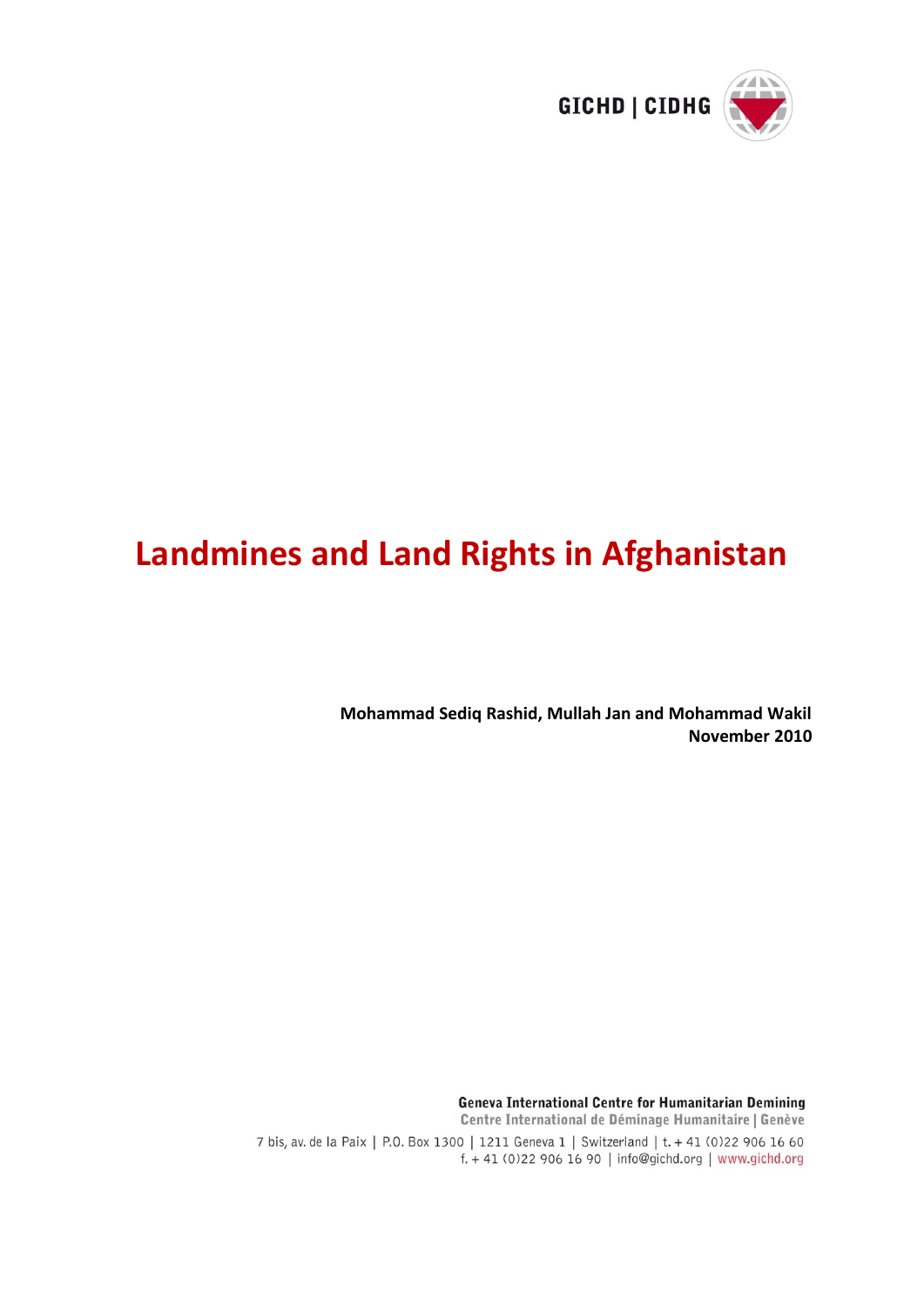GICHD | CIDHG

# Landmines and Land Rights in Afghanistan

**Mohammad Sediq Rashid, Mullah Jan and Mohammad Wakil**
**November 2010**

**Geneva International Centre for Humanitarian Demining**
**Centre International de Déminage Humanitaire | Genève**

7 bis, av. de la Paix | P.O. Box 1300 | 1211 Geneva 1 | Switzerland | t. + 41 (0)22 906 16 60
f. + 41 (0)22 906 16 90 | info@gichd.org | www.gichd.org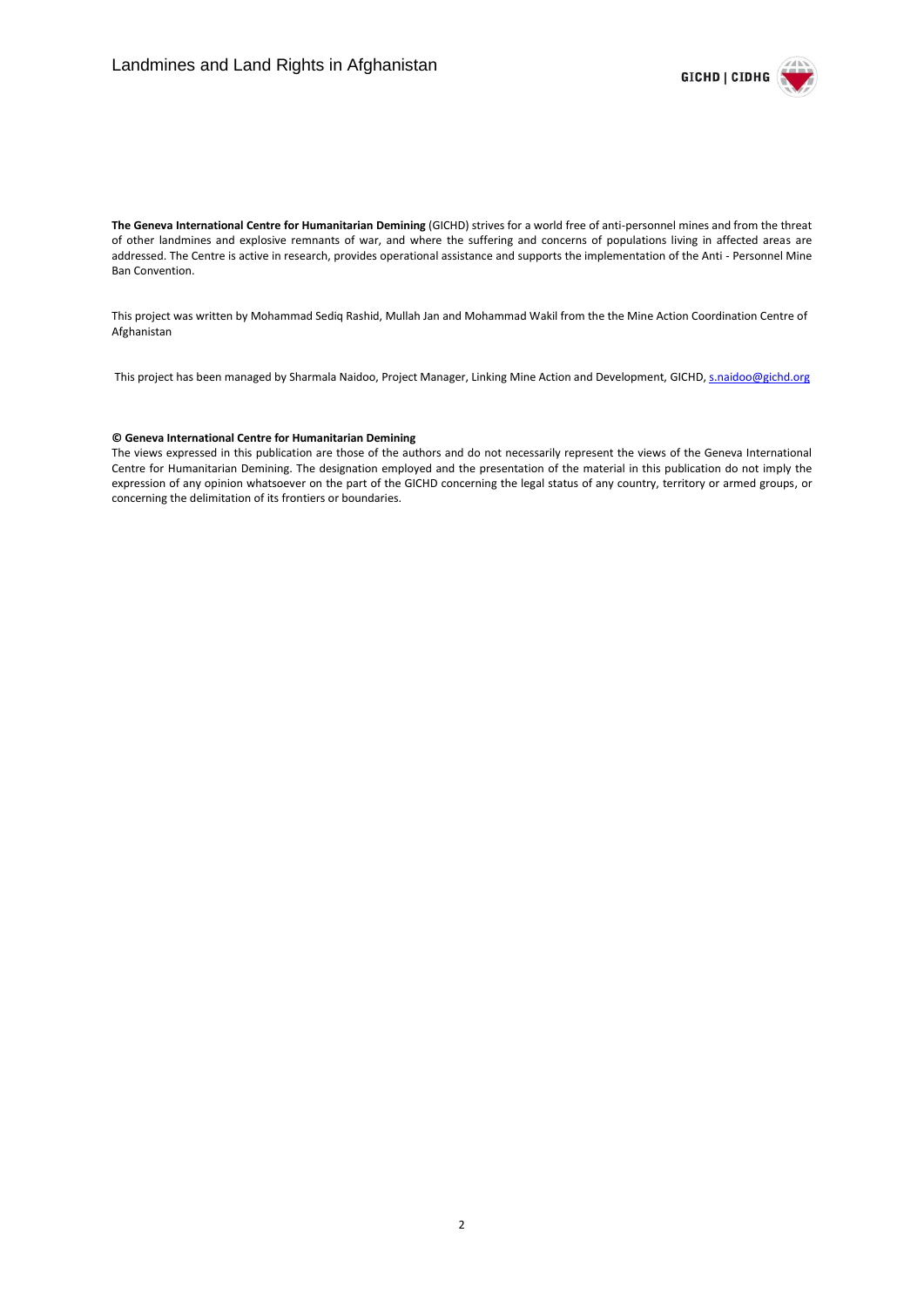**The Geneva International Centre for Humanitarian Demining** (GICHD) strives for a world free of anti-personnel mines and from the threat of other landmines and explosive remnants of war, and where the suffering and concerns of populations living in affected areas are addressed. The Centre is active in research, provides operational assistance and supports the implementation of the Anti - Personnel Mine Ban Convention.

This project was written by Mohammad Sediq Rashid, Mullah Jan and Mohammad Wakil from the the Mine Action Coordination Centre of Afghanistan

This project has been managed by Sharmala Naidoo, Project Manager, Linking Mine Action and Development, GICHD, s.naidoo@gichd.org

**© Geneva International Centre for Humanitarian Demining**

The views expressed in this publication are those of the authors and do not necessarily represent the views of the Geneva International Centre for Humanitarian Demining. The designation employed and the presentation of the material in this publication do not imply the expression of any opinion whatsoever on the part of the GICHD concerning the legal status of any country, territory or armed groups, or concerning the delimitation of its frontiers or boundaries.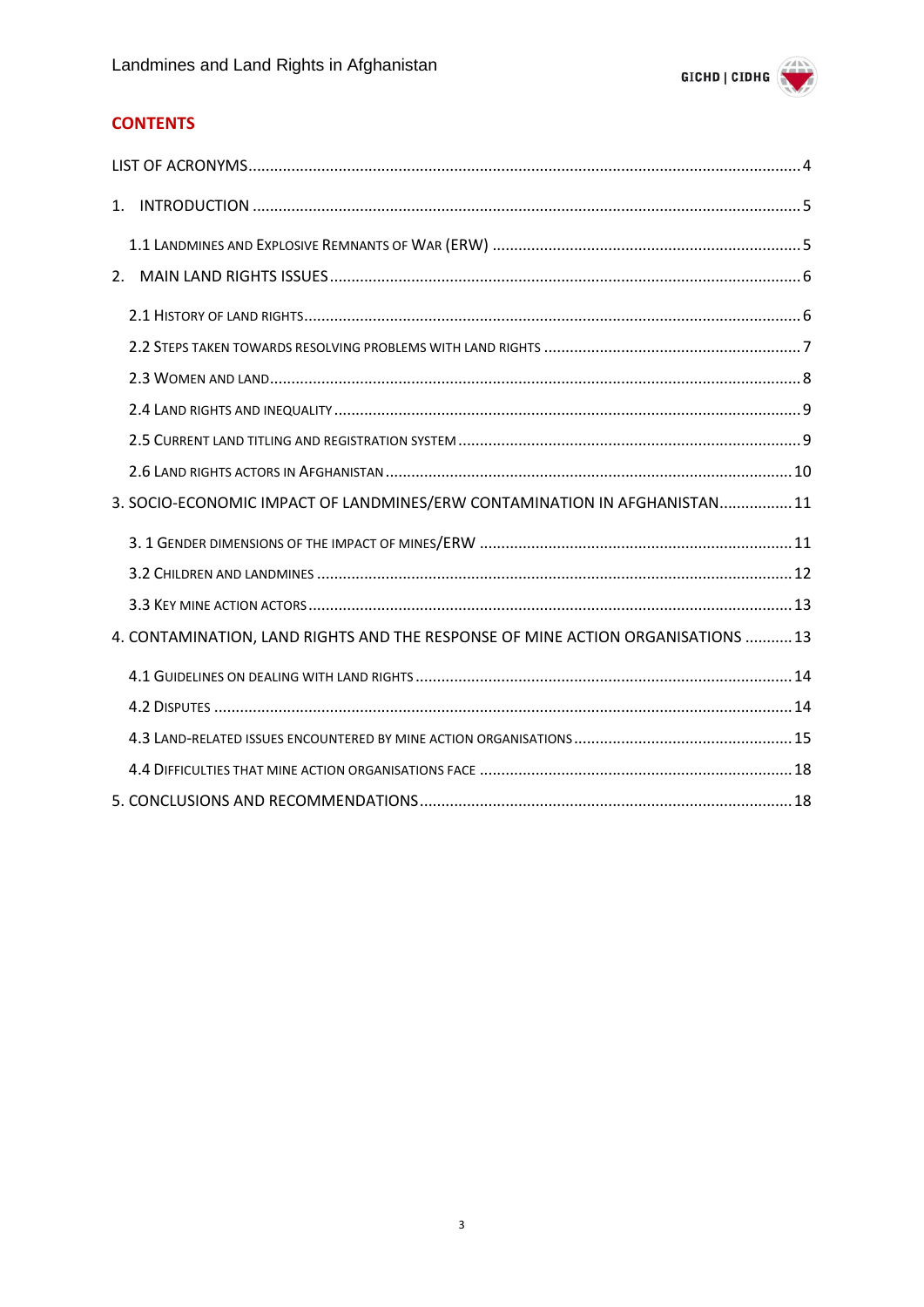## CONTENTS

LIST OF ACRONYMS................................................................................................................................4

1. INTRODUCTION ..............................................................................................................................5

1.1 Landmines and Explosive Remnants of War (ERW) .......................................................................5

2. MAIN LAND RIGHTS ISSUES.............................................................................................................6

2.1 History of land rights.....................................................................................................................6

2.2 Steps taken towards resolving problems with land rights ............................................................7

2.3 Women and land...........................................................................................................................8

2.4 Land rights and inequality .............................................................................................................9

2.5 Current land titling and registration system ...............................................................................9

2.6 Land rights actors in Afghanistan ...............................................................................................10

3. SOCIO-ECONOMIC IMPACT OF LANDMINES/ERW CONTAMINATION IN AFGHANISTAN.................11

3. 1 Gender dimensions of the impact of mines/ERW .......................................................................11

3.2 Children and landmines ..............................................................................................................12

3.3 Key mine action actors ................................................................................................................13

4. CONTAMINATION, LAND RIGHTS AND THE RESPONSE OF MINE ACTION ORGANISATIONS ...........13

4.1 Guidelines on dealing with land rights ........................................................................................14

4.2 Disputes .....................................................................................................................................14

4.3 Land-related issues encountered by mine action organisations ..................................................15

4.4 Difficulties that mine action organisations face ........................................................................18

5. CONCLUSIONS AND RECOMMENDATIONS......................................................................................18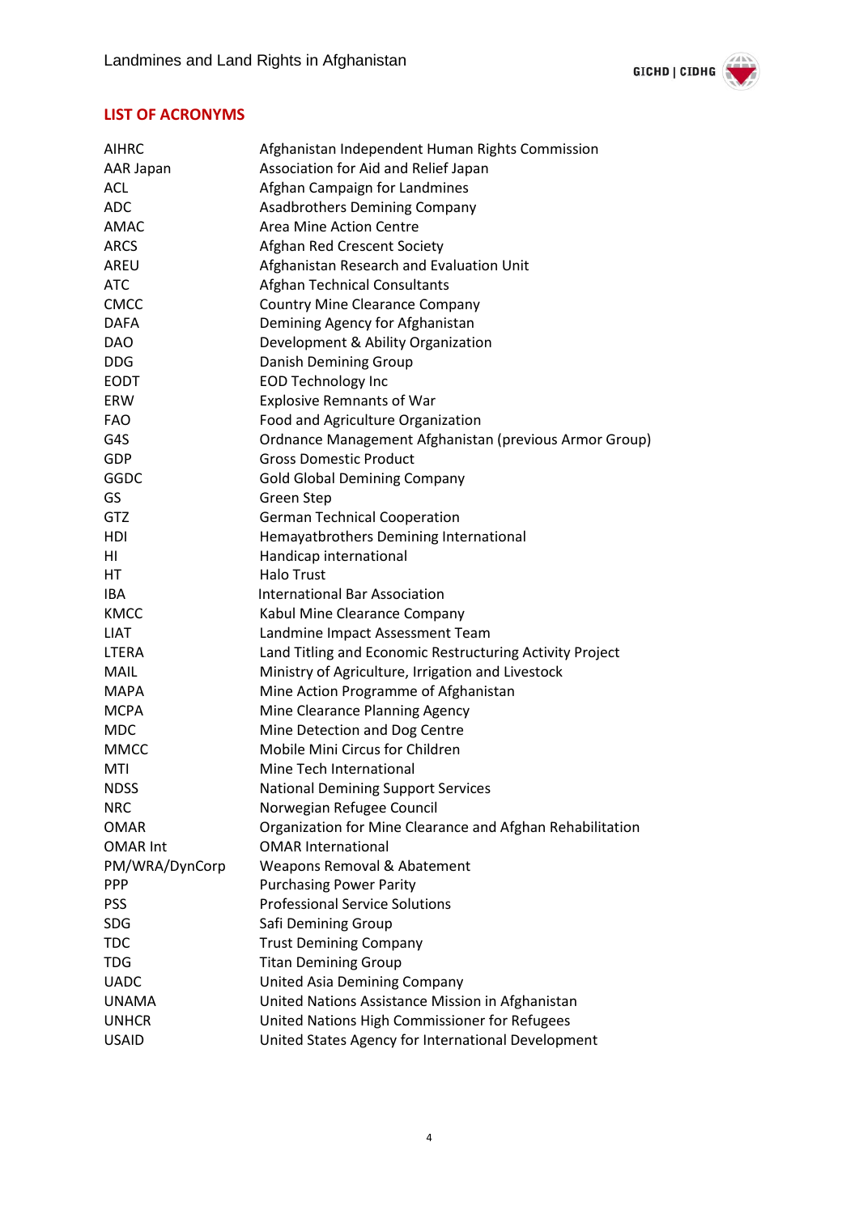## LIST OF ACRONYMS

| | |
|---|---|
| AIHRC | Afghanistan Independent Human Rights Commission |
| AAR Japan | Association for Aid and Relief Japan |
| ACL | Afghan Campaign for Landmines |
| ADC | Asadbrothers Demining Company |
| AMAC | Area Mine Action Centre |
| ARCS | Afghan Red Crescent Society |
| AREU | Afghanistan Research and Evaluation Unit |
| ATC | Afghan Technical Consultants |
| CMCC | Country Mine Clearance Company |
| DAFA | Demining Agency for Afghanistan |
| DAO | Development & Ability Organization |
| DDG | Danish Demining Group |
| EODT | EOD Technology Inc |
| ERW | Explosive Remnants of War |
| FAO | Food and Agriculture Organization |
| G4S | Ordnance Management Afghanistan (previous Armor Group) |
| GDP | Gross Domestic Product |
| GGDC | Gold Global Demining Company |
| GS | Green Step |
| GTZ | German Technical Cooperation |
| HDI | Hemayatbrothers Demining International |
| HI | Handicap international |
| HT | Halo Trust |
| IBA | International Bar Association |
| KMCC | Kabul Mine Clearance Company |
| LIAT | Landmine Impact Assessment Team |
| LTERA | Land Titling and Economic Restructuring Activity Project |
| MAIL | Ministry of Agriculture, Irrigation and Livestock |
| MAPA | Mine Action Programme of Afghanistan |
| MCPA | Mine Clearance Planning Agency |
| MDC | Mine Detection and Dog Centre |
| MMCC | Mobile Mini Circus for Children |
| MTI | Mine Tech International |
| NDSS | National Demining Support Services |
| NRC | Norwegian Refugee Council |
| OMAR | Organization for Mine Clearance and Afghan Rehabilitation |
| OMAR Int | OMAR International |
| PM/WRA/DynCorp | Weapons Removal & Abatement |
| PPP | Purchasing Power Parity |
| PSS | Professional Service Solutions |
| SDG | Safi Demining Group |
| TDC | Trust Demining Company |
| TDG | Titan Demining Group |
| UADC | United Asia Demining Company |
| UNAMA | United Nations Assistance Mission in Afghanistan |
| UNHCR | United Nations High Commissioner for Refugees |
| USAID | United States Agency for International Development |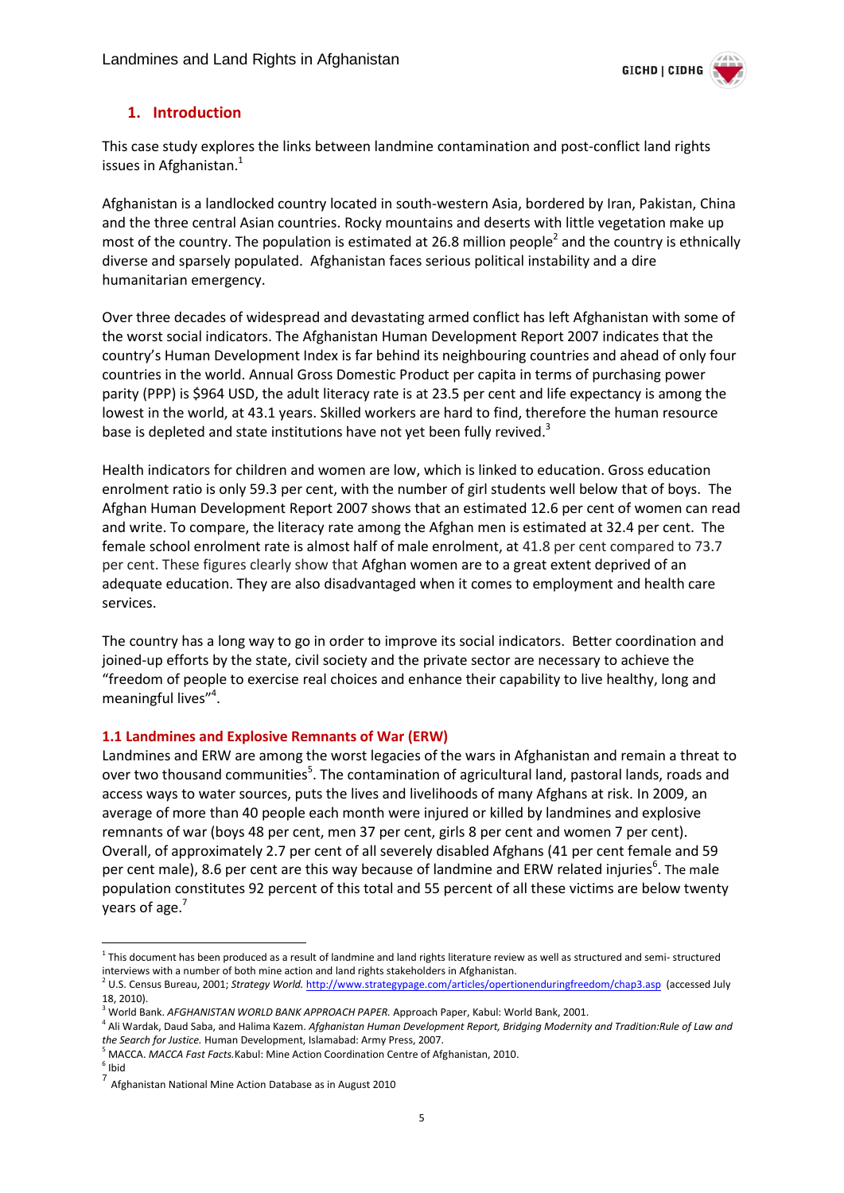## 1. Introduction

This case study explores the links between landmine contamination and post-conflict land rights issues in Afghanistan.[1]

Afghanistan is a landlocked country located in south-western Asia, bordered by Iran, Pakistan, China and the three central Asian countries. Rocky mountains and deserts with little vegetation make up most of the country. The population is estimated at 26.8 million people[2] and the country is ethnically diverse and sparsely populated. Afghanistan faces serious political instability and a dire humanitarian emergency.

Over three decades of widespread and devastating armed conflict has left Afghanistan with some of the worst social indicators. The Afghanistan Human Development Report 2007 indicates that the country's Human Development Index is far behind its neighbouring countries and ahead of only four countries in the world. Annual Gross Domestic Product per capita in terms of purchasing power parity (PPP) is $964 USD, the adult literacy rate is at 23.5 per cent and life expectancy is among the lowest in the world, at 43.1 years. Skilled workers are hard to find, therefore the human resource base is depleted and state institutions have not yet been fully revived.[3]

Health indicators for children and women are low, which is linked to education. Gross education enrolment ratio is only 59.3 per cent, with the number of girl students well below that of boys. The Afghan Human Development Report 2007 shows that an estimated 12.6 per cent of women can read and write. To compare, the literacy rate among the Afghan men is estimated at 32.4 per cent. The female school enrolment rate is almost half of male enrolment, at 41.8 per cent compared to 73.7 per cent. These figures clearly show that Afghan women are to a great extent deprived of an adequate education. They are also disadvantaged when it comes to employment and health care services.

The country has a long way to go in order to improve its social indicators. Better coordination and joined-up efforts by the state, civil society and the private sector are necessary to achieve the "freedom of people to exercise real choices and enhance their capability to live healthy, long and meaningful lives"[4].

### 1.1 Landmines and Explosive Remnants of War (ERW)

Landmines and ERW are among the worst legacies of the wars in Afghanistan and remain a threat to over two thousand communities[5]. The contamination of agricultural land, pastoral lands, roads and access ways to water sources, puts the lives and livelihoods of many Afghans at risk. In 2009, an average of more than 40 people each month were injured or killed by landmines and explosive remnants of war (boys 48 per cent, men 37 per cent, girls 8 per cent and women 7 per cent). Overall, of approximately 2.7 per cent of all severely disabled Afghans (41 per cent female and 59 per cent male), 8.6 per cent are this way because of landmine and ERW related injuries[6]. The male population constitutes 92 percent of this total and 55 percent of all these victims are below twenty years of age.[7]

---

[1] This document has been produced as a result of landmine and land rights literature review as well as structured and semi- structured interviews with a number of both mine action and land rights stakeholders in Afghanistan.

[2] U.S. Census Bureau, 2001; *Strategy World.* http://www.strategypage.com/articles/opertionenduringfreedom/chap3.asp (accessed July 18, 2010).

[3] World Bank. *AFGHANISTAN WORLD BANK APPROACH PAPER.* Approach Paper, Kabul: World Bank, 2001.

[4] Ali Wardak, Daud Saba, and Halima Kazem. *Afghanistan Human Development Report, Bridging Modernity and Tradition:Rule of Law and the Search for Justice.* Human Development, Islamabad: Army Press, 2007.

[5] MACCA. *MACCA Fast Facts.*Kabul: Mine Action Coordination Centre of Afghanistan, 2010.

[6] Ibid

[7] Afghanistan National Mine Action Database as in August 2010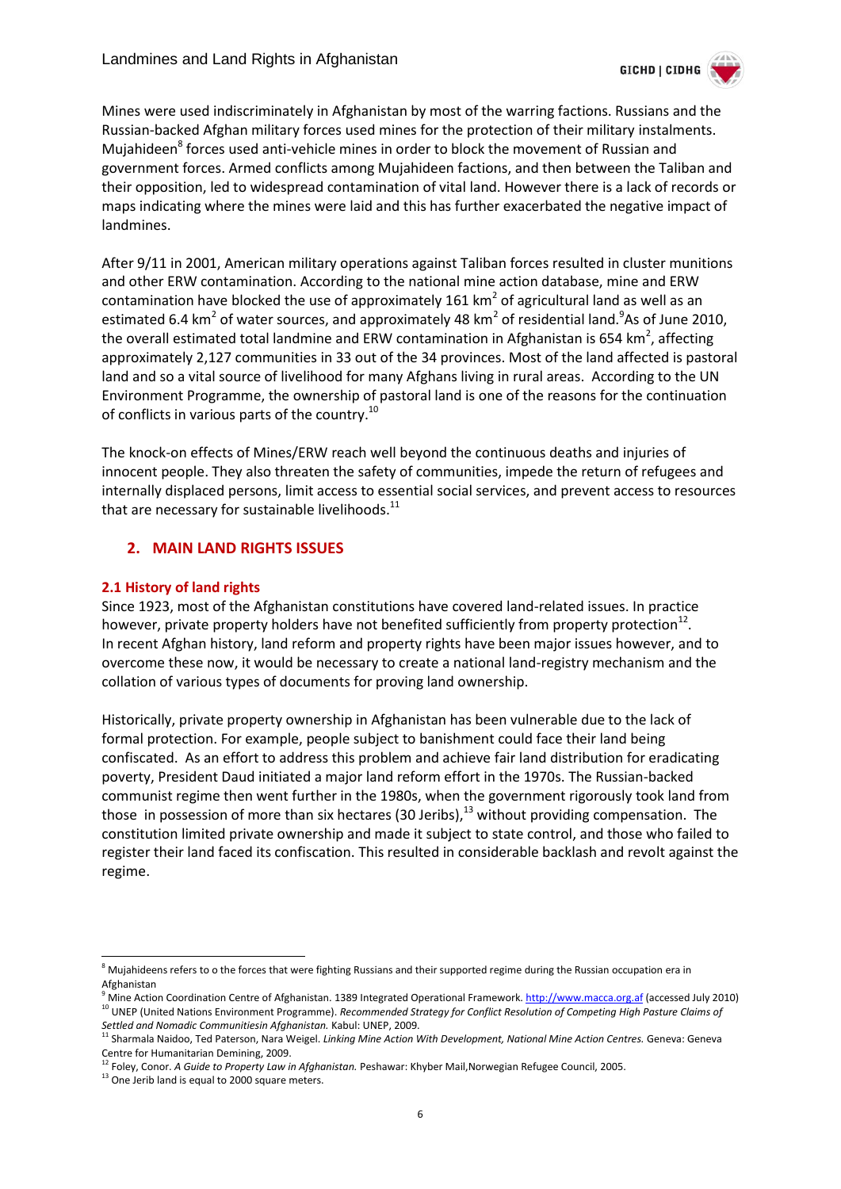Mines were used indiscriminately in Afghanistan by most of the warring factions. Russians and the Russian-backed Afghan military forces used mines for the protection of their military instalments. Mujahideen[8] forces used anti-vehicle mines in order to block the movement of Russian and government forces. Armed conflicts among Mujahideen factions, and then between the Taliban and their opposition, led to widespread contamination of vital land. However there is a lack of records or maps indicating where the mines were laid and this has further exacerbated the negative impact of landmines.

After 9/11 in 2001, American military operations against Taliban forces resulted in cluster munitions and other ERW contamination. According to the national mine action database, mine and ERW contamination have blocked the use of approximately 161 $km^2$ of agricultural land as well as an estimated 6.4 $km^2$ of water sources, and approximately 48 $km^2$ of residential land.[9] As of June 2010, the overall estimated total landmine and ERW contamination in Afghanistan is 654 $km^2$, affecting approximately 2,127 communities in 33 out of the 34 provinces. Most of the land affected is pastoral land and so a vital source of livelihood for many Afghans living in rural areas. According to the UN Environment Programme, the ownership of pastoral land is one of the reasons for the continuation of conflicts in various parts of the country.[10]

The knock-on effects of Mines/ERW reach well beyond the continuous deaths and injuries of innocent people. They also threaten the safety of communities, impede the return of refugees and internally displaced persons, limit access to essential social services, and prevent access to resources that are necessary for sustainable livelihoods.[11]

## 2. MAIN LAND RIGHTS ISSUES

### 2.1 History of land rights

Since 1923, most of the Afghanistan constitutions have covered land-related issues. In practice however, private property holders have not benefited sufficiently from property protection[12]. In recent Afghan history, land reform and property rights have been major issues however, and to overcome these now, it would be necessary to create a national land-registry mechanism and the collation of various types of documents for proving land ownership.

Historically, private property ownership in Afghanistan has been vulnerable due to the lack of formal protection. For example, people subject to banishment could face their land being confiscated. As an effort to address this problem and achieve fair land distribution for eradicating poverty, President Daud initiated a major land reform effort in the 1970s. The Russian-backed communist regime then went further in the 1980s, when the government rigorously took land from those in possession of more than six hectares (30 Jeribs),[13] without providing compensation. The constitution limited private ownership and made it subject to state control, and those who failed to register their land faced its confiscation. This resulted in considerable backlash and revolt against the regime.

---

[8] Mujahideens refers to o the forces that were fighting Russians and their supported regime during the Russian occupation era in Afghanistan

[9] Mine Action Coordination Centre of Afghanistan. 1389 Integrated Operational Framework. http://www.macca.org.af (accessed July 2010)

[10] UNEP (United Nations Environment Programme). *Recommended Strategy for Conflict Resolution of Competing High Pasture Claims of Settled and Nomadic Communitiesin Afghanistan.* Kabul: UNEP, 2009.

[11] Sharmala Naidoo, Ted Paterson, Nara Weigel. *Linking Mine Action With Development, National Mine Action Centres.* Geneva: Geneva Centre for Humanitarian Demining, 2009.

[12] Foley, Conor. *A Guide to Property Law in Afghanistan.* Peshawar: Khyber Mail,Norwegian Refugee Council, 2005.

[13] One Jerib land is equal to 2000 square meters.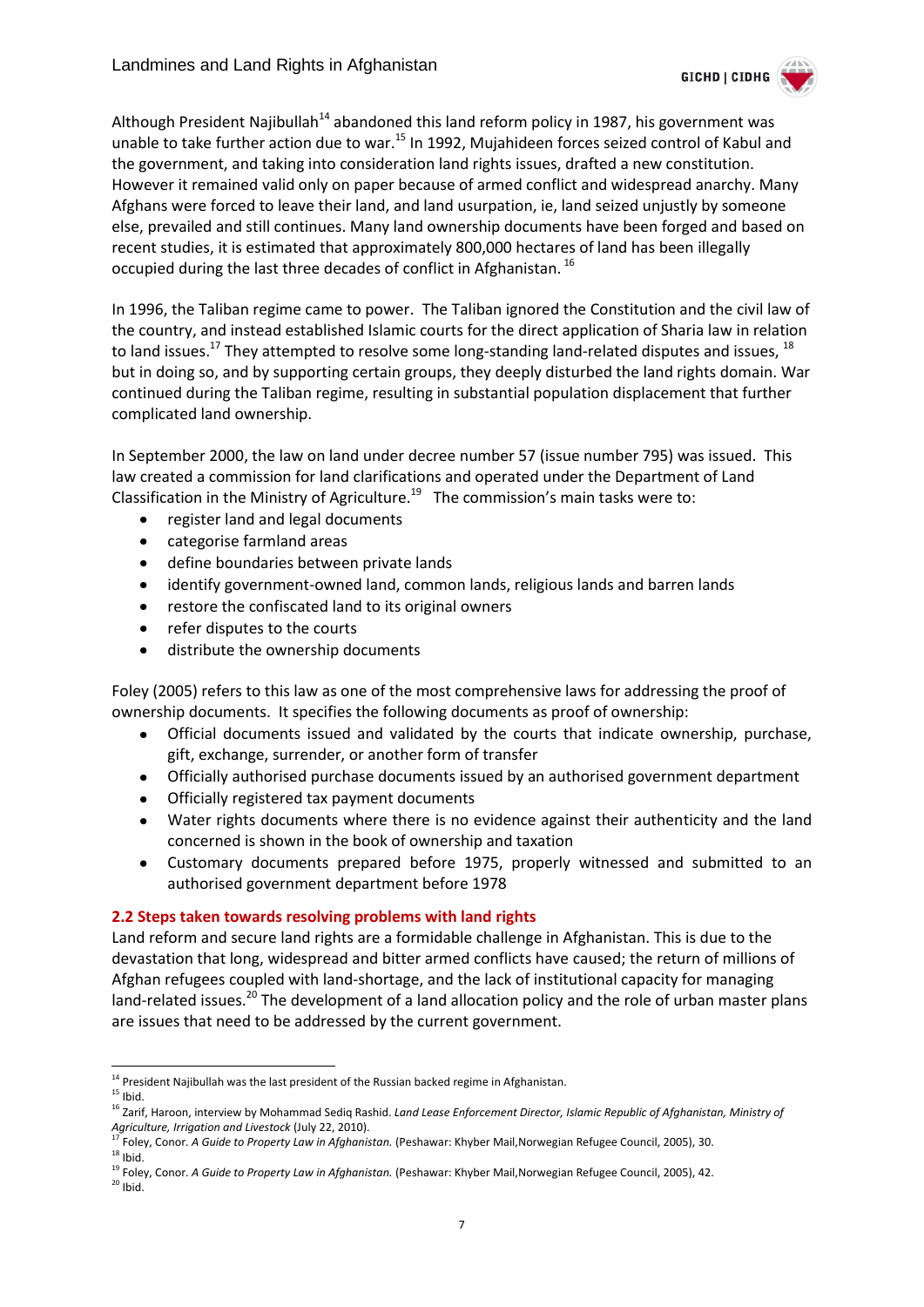Although President Najibullah[14] abandoned this land reform policy in 1987, his government was unable to take further action due to war.[15] In 1992, Mujahideen forces seized control of Kabul and the government, and taking into consideration land rights issues, drafted a new constitution. However it remained valid only on paper because of armed conflict and widespread anarchy. Many Afghans were forced to leave their land, and land usurpation, ie, land seized unjustly by someone else, prevailed and still continues. Many land ownership documents have been forged and based on recent studies, it is estimated that approximately 800,000 hectares of land has been illegally occupied during the last three decades of conflict in Afghanistan. [16]

In 1996, the Taliban regime came to power. The Taliban ignored the Constitution and the civil law of the country, and instead established Islamic courts for the direct application of Sharia law in relation to land issues.[17] They attempted to resolve some long-standing land-related disputes and issues, [18] but in doing so, and by supporting certain groups, they deeply disturbed the land rights domain. War continued during the Taliban regime, resulting in substantial population displacement that further complicated land ownership.

In September 2000, the law on land under decree number 57 (issue number 795) was issued. This law created a commission for land clarifications and operated under the Department of Land Classification in the Ministry of Agriculture.[19] The commission's main tasks were to:

- register land and legal documents
- categorise farmland areas
- define boundaries between private lands
- identify government-owned land, common lands, religious lands and barren lands
- restore the confiscated land to its original owners
- refer disputes to the courts
- distribute the ownership documents

Foley (2005) refers to this law as one of the most comprehensive laws for addressing the proof of ownership documents. It specifies the following documents as proof of ownership:

- Official documents issued and validated by the courts that indicate ownership, purchase, gift, exchange, surrender, or another form of transfer
- Officially authorised purchase documents issued by an authorised government department
- Officially registered tax payment documents
- Water rights documents where there is no evidence against their authenticity and the land concerned is shown in the book of ownership and taxation
- Customary documents prepared before 1975, properly witnessed and submitted to an authorised government department before 1978

### 2.2 Steps taken towards resolving problems with land rights

Land reform and secure land rights are a formidable challenge in Afghanistan. This is due to the devastation that long, widespread and bitter armed conflicts have caused; the return of millions of Afghan refugees coupled with land-shortage, and the lack of institutional capacity for managing land-related issues.[20] The development of a land allocation policy and the role of urban master plans are issues that need to be addressed by the current government.

---

[14] President Najibullah was the last president of the Russian backed regime in Afghanistan.

[15] Ibid.

[16] Zarif, Haroon, interview by Mohammad Sediq Rashid. *Land Lease Enforcement Director, Islamic Republic of Afghanistan, Ministry of Agriculture, Irrigation and Livestock* (July 22, 2010).

[17] Foley, Conor. *A Guide to Property Law in Afghanistan.* (Peshawar: Khyber Mail,Norwegian Refugee Council, 2005), 30.

[18] Ibid.

[19] Foley, Conor. *A Guide to Property Law in Afghanistan.* (Peshawar: Khyber Mail,Norwegian Refugee Council, 2005), 42.

[20] Ibid.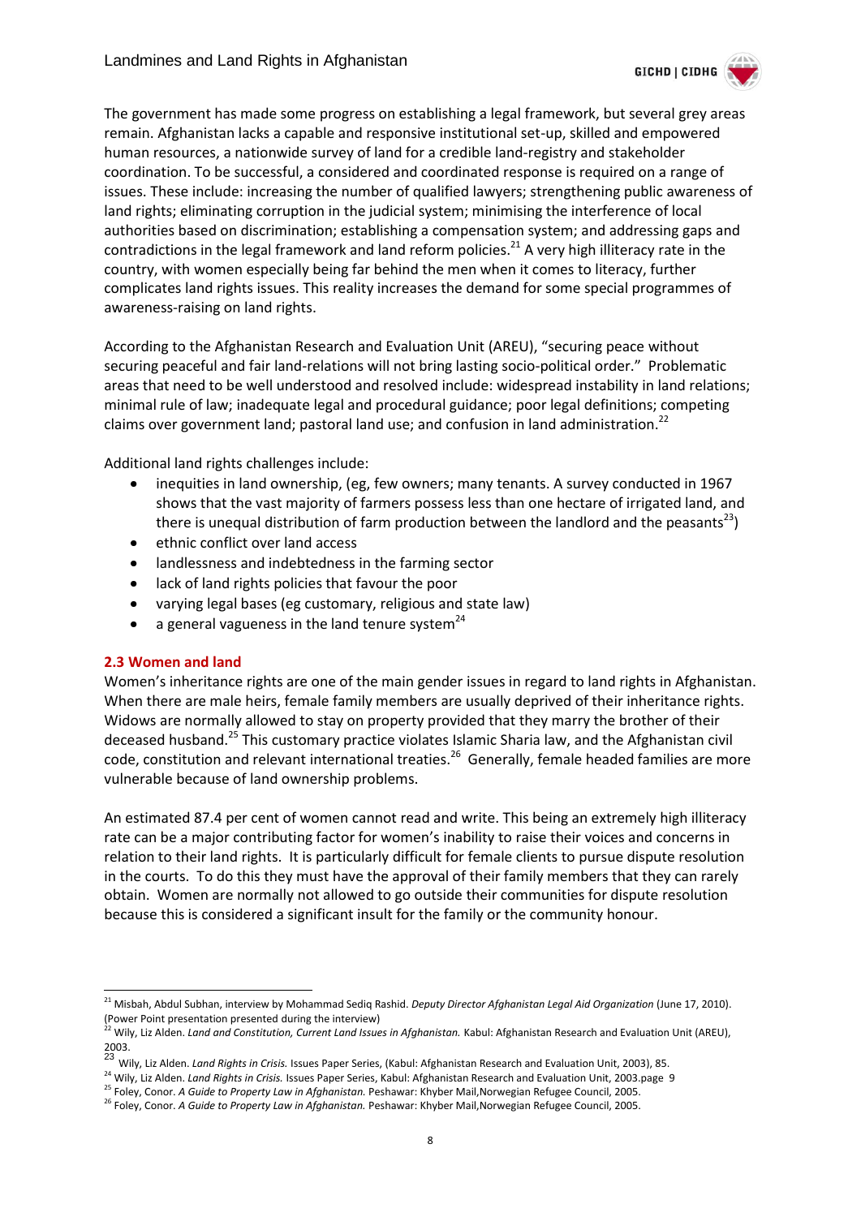The government has made some progress on establishing a legal framework, but several grey areas remain. Afghanistan lacks a capable and responsive institutional set-up, skilled and empowered human resources, a nationwide survey of land for a credible land-registry and stakeholder coordination. To be successful, a considered and coordinated response is required on a range of issues. These include: increasing the number of qualified lawyers; strengthening public awareness of land rights; eliminating corruption in the judicial system; minimising the interference of local authorities based on discrimination; establishing a compensation system; and addressing gaps and contradictions in the legal framework and land reform policies.[21] A very high illiteracy rate in the country, with women especially being far behind the men when it comes to literacy, further complicates land rights issues. This reality increases the demand for some special programmes of awareness-raising on land rights.

According to the Afghanistan Research and Evaluation Unit (AREU), "securing peace without securing peaceful and fair land-relations will not bring lasting socio-political order." Problematic areas that need to be well understood and resolved include: widespread instability in land relations; minimal rule of law; inadequate legal and procedural guidance; poor legal definitions; competing claims over government land; pastoral land use; and confusion in land administration.[22]

Additional land rights challenges include:

- inequities in land ownership, (eg, few owners; many tenants. A survey conducted in 1967 shows that the vast majority of farmers possess less than one hectare of irrigated land, and there is unequal distribution of farm production between the landlord and the peasants[23])
- ethnic conflict over land access
- landlessness and indebtedness in the farming sector
- lack of land rights policies that favour the poor
- varying legal bases (eg customary, religious and state law)
- a general vagueness in the land tenure system[24]

## 2.3 Women and land

Women's inheritance rights are one of the main gender issues in regard to land rights in Afghanistan. When there are male heirs, female family members are usually deprived of their inheritance rights. Widows are normally allowed to stay on property provided that they marry the brother of their deceased husband.[25] This customary practice violates Islamic Sharia law, and the Afghanistan civil code, constitution and relevant international treaties.[26] Generally, female headed families are more vulnerable because of land ownership problems.

An estimated 87.4 per cent of women cannot read and write. This being an extremely high illiteracy rate can be a major contributing factor for women's inability to raise their voices and concerns in relation to their land rights. It is particularly difficult for female clients to pursue dispute resolution in the courts. To do this they must have the approval of their family members that they can rarely obtain. Women are normally not allowed to go outside their communities for dispute resolution because this is considered a significant insult for the family or the community honour.

---

[21] Misbah, Abdul Subhan, interview by Mohammad Sediq Rashid. *Deputy Director Afghanistan Legal Aid Organization* (June 17, 2010). (Power Point presentation presented during the interview)

[22] Wily, Liz Alden. *Land and Constitution, Current Land Issues in Afghanistan.* Kabul: Afghanistan Research and Evaluation Unit (AREU), 2003.

[23] Wily, Liz Alden. *Land Rights in Crisis.* Issues Paper Series, (Kabul: Afghanistan Research and Evaluation Unit, 2003), 85.

[24] Wily, Liz Alden. *Land Rights in Crisis.* Issues Paper Series, Kabul: Afghanistan Research and Evaluation Unit, 2003.page 9

[25] Foley, Conor. *A Guide to Property Law in Afghanistan.* Peshawar: Khyber Mail,Norwegian Refugee Council, 2005.

[26] Foley, Conor. *A Guide to Property Law in Afghanistan.* Peshawar: Khyber Mail,Norwegian Refugee Council, 2005.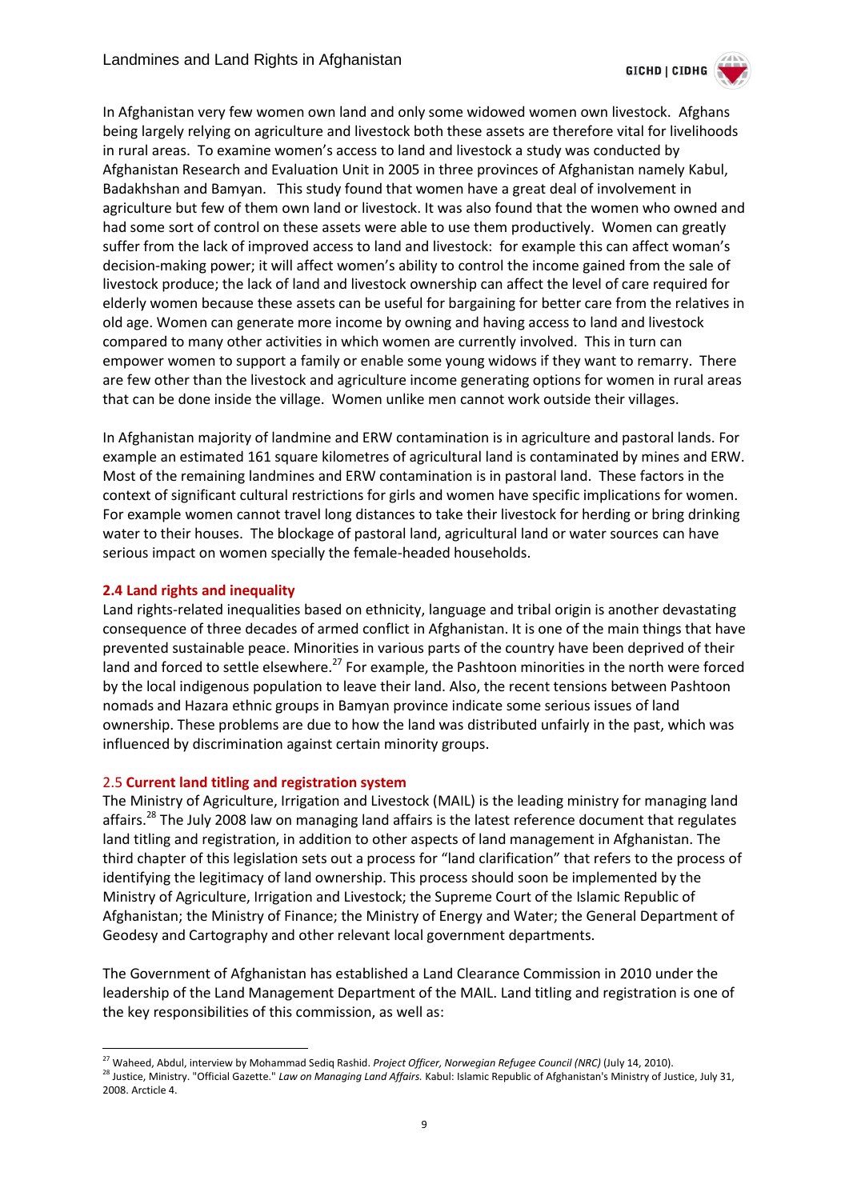In Afghanistan very few women own land and only some widowed women own livestock. Afghans being largely relying on agriculture and livestock both these assets are therefore vital for livelihoods in rural areas. To examine women's access to land and livestock a study was conducted by Afghanistan Research and Evaluation Unit in 2005 in three provinces of Afghanistan namely Kabul, Badakhshan and Bamyan. This study found that women have a great deal of involvement in agriculture but few of them own land or livestock. It was also found that the women who owned and had some sort of control on these assets were able to use them productively. Women can greatly suffer from the lack of improved access to land and livestock: for example this can affect woman's decision-making power; it will affect women's ability to control the income gained from the sale of livestock produce; the lack of land and livestock ownership can affect the level of care required for elderly women because these assets can be useful for bargaining for better care from the relatives in old age. Women can generate more income by owning and having access to land and livestock compared to many other activities in which women are currently involved. This in turn can empower women to support a family or enable some young widows if they want to remarry. There are few other than the livestock and agriculture income generating options for women in rural areas that can be done inside the village. Women unlike men cannot work outside their villages.

In Afghanistan majority of landmine and ERW contamination is in agriculture and pastoral lands. For example an estimated 161 square kilometres of agricultural land is contaminated by mines and ERW. Most of the remaining landmines and ERW contamination is in pastoral land. These factors in the context of significant cultural restrictions for girls and women have specific implications for women. For example women cannot travel long distances to take their livestock for herding or bring drinking water to their houses. The blockage of pastoral land, agricultural land or water sources can have serious impact on women specially the female-headed households.

### 2.4 Land rights and inequality

Land rights-related inequalities based on ethnicity, language and tribal origin is another devastating consequence of three decades of armed conflict in Afghanistan. It is one of the main things that have prevented sustainable peace. Minorities in various parts of the country have been deprived of their land and forced to settle elsewhere.[27] For example, the Pashtoon minorities in the north were forced by the local indigenous population to leave their land. Also, the recent tensions between Pashtoon nomads and Hazara ethnic groups in Bamyan province indicate some serious issues of land ownership. These problems are due to how the land was distributed unfairly in the past, which was influenced by discrimination against certain minority groups.

### 2.5 Current land titling and registration system

The Ministry of Agriculture, Irrigation and Livestock (MAIL) is the leading ministry for managing land affairs.[28] The July 2008 law on managing land affairs is the latest reference document that regulates land titling and registration, in addition to other aspects of land management in Afghanistan. The third chapter of this legislation sets out a process for "land clarification" that refers to the process of identifying the legitimacy of land ownership. This process should soon be implemented by the Ministry of Agriculture, Irrigation and Livestock; the Supreme Court of the Islamic Republic of Afghanistan; the Ministry of Finance; the Ministry of Energy and Water; the General Department of Geodesy and Cartography and other relevant local government departments.

The Government of Afghanistan has established a Land Clearance Commission in 2010 under the leadership of the Land Management Department of the MAIL. Land titling and registration is one of the key responsibilities of this commission, as well as:

---

[27] Waheed, Abdul, interview by Mohammad Sediq Rashid. *Project Officer, Norwegian Refugee Council (NRC)* (July 14, 2010).

[28] Justice, Ministry. "Official Gazette." *Law on Managing Land Affairs.* Kabul: Islamic Republic of Afghanistan's Ministry of Justice, July 31, 2008. Arcticle 4.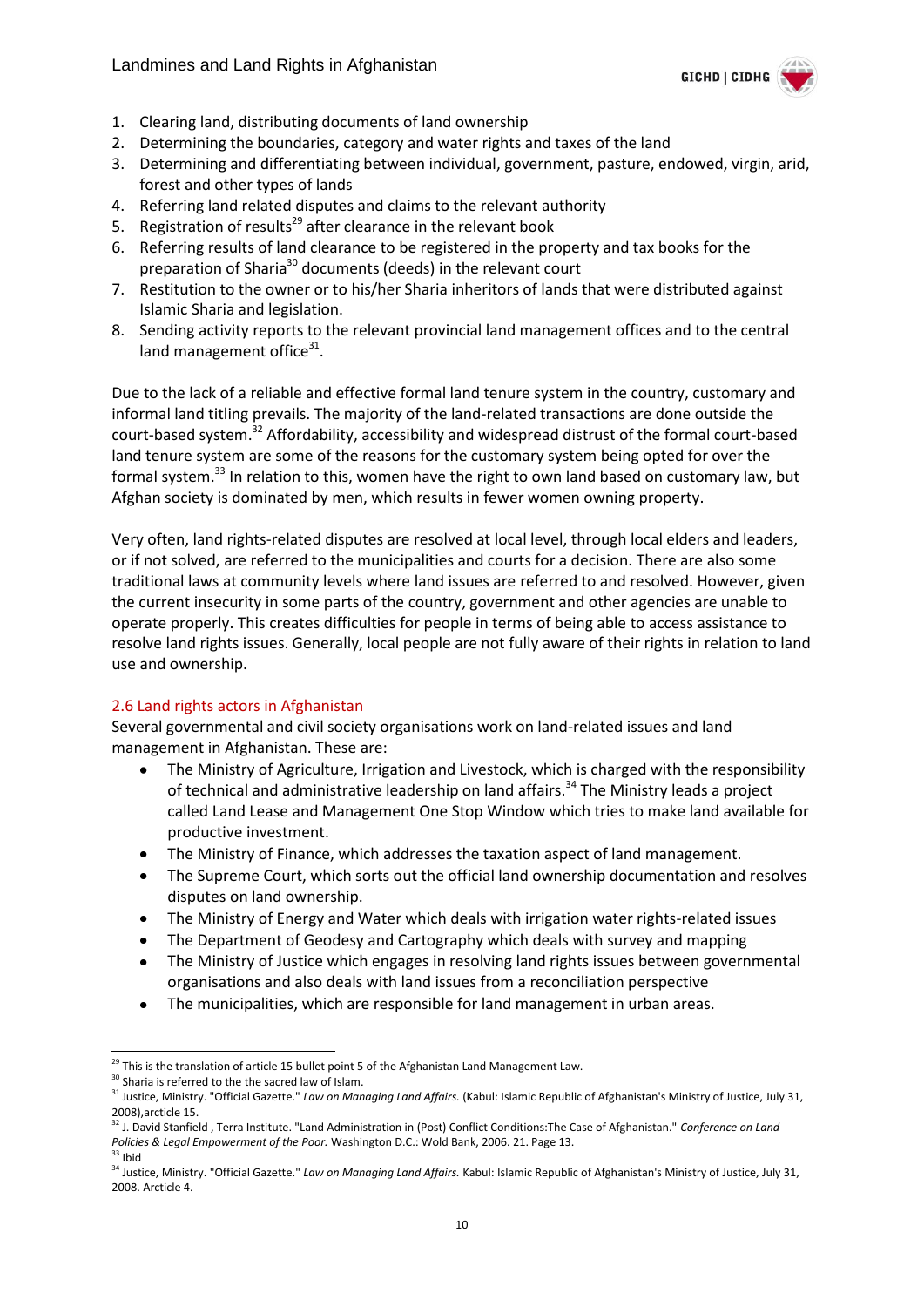1. Clearing land, distributing documents of land ownership
2. Determining the boundaries, category and water rights and taxes of the land
3. Determining and differentiating between individual, government, pasture, endowed, virgin, arid, forest and other types of lands
4. Referring land related disputes and claims to the relevant authority
5. Registration of results[29] after clearance in the relevant book
6. Referring results of land clearance to be registered in the property and tax books for the preparation of Sharia[30] documents (deeds) in the relevant court
7. Restitution to the owner or to his/her Sharia inheritors of lands that were distributed against Islamic Sharia and legislation.
8. Sending activity reports to the relevant provincial land management offices and to the central land management office[31].

Due to the lack of a reliable and effective formal land tenure system in the country, customary and informal land titling prevails. The majority of the land-related transactions are done outside the court-based system.[32] Affordability, accessibility and widespread distrust of the formal court-based land tenure system are some of the reasons for the customary system being opted for over the formal system.[33] In relation to this, women have the right to own land based on customary law, but Afghan society is dominated by men, which results in fewer women owning property.

Very often, land rights-related disputes are resolved at local level, through local elders and leaders, or if not solved, are referred to the municipalities and courts for a decision. There are also some traditional laws at community levels where land issues are referred to and resolved. However, given the current insecurity in some parts of the country, government and other agencies are unable to operate properly. This creates difficulties for people in terms of being able to access assistance to resolve land rights issues. Generally, local people are not fully aware of their rights in relation to land use and ownership.

## 2.6 Land rights actors in Afghanistan

Several governmental and civil society organisations work on land-related issues and land management in Afghanistan. These are:

- The Ministry of Agriculture, Irrigation and Livestock, which is charged with the responsibility of technical and administrative leadership on land affairs.[34] The Ministry leads a project called Land Lease and Management One Stop Window which tries to make land available for productive investment.
- The Ministry of Finance, which addresses the taxation aspect of land management.
- The Supreme Court, which sorts out the official land ownership documentation and resolves disputes on land ownership.
- The Ministry of Energy and Water which deals with irrigation water rights-related issues
- The Department of Geodesy and Cartography which deals with survey and mapping
- The Ministry of Justice which engages in resolving land rights issues between governmental organisations and also deals with land issues from a reconciliation perspective
- The municipalities, which are responsible for land management in urban areas.

---

[29] This is the translation of article 15 bullet point 5 of the Afghanistan Land Management Law.

[30] Sharia is referred to the the sacred law of Islam.

[31] Justice, Ministry. "Official Gazette." *Law on Managing Land Affairs.* (Kabul: Islamic Republic of Afghanistan's Ministry of Justice, July 31, 2008),arcticle 15.

[32] J. David Stanfield , Terra Institute. "Land Administration in (Post) Conflict Conditions:The Case of Afghanistan." *Conference on Land Policies & Legal Empowerment of the Poor.* Washington D.C.: Wold Bank, 2006. 21. Page 13.

[33] Ibid

[34] Justice, Ministry. "Official Gazette." *Law on Managing Land Affairs.* Kabul: Islamic Republic of Afghanistan's Ministry of Justice, July 31, 2008. Arcticle 4.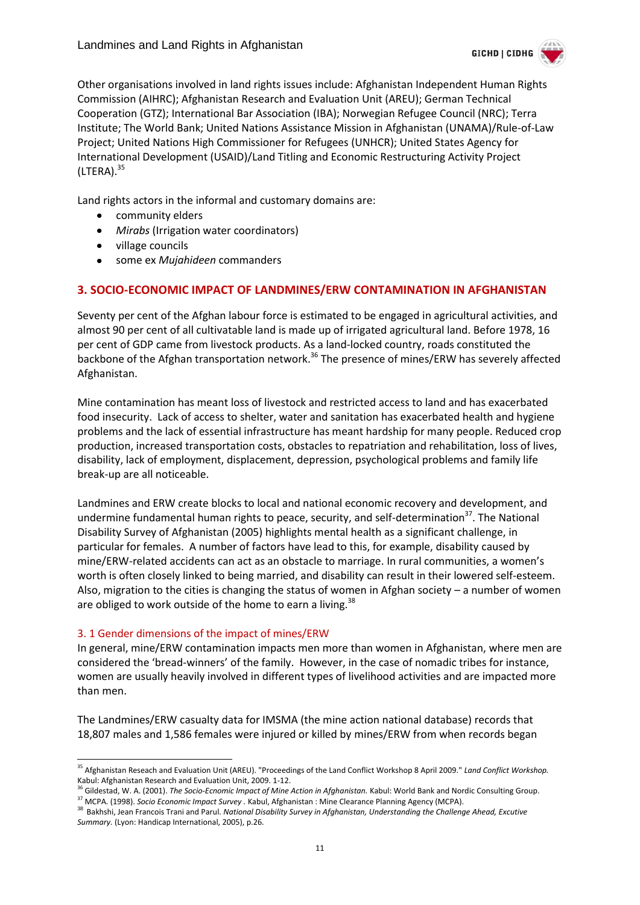Other organisations involved in land rights issues include: Afghanistan Independent Human Rights Commission (AIHRC); Afghanistan Research and Evaluation Unit (AREU); German Technical Cooperation (GTZ); International Bar Association (IBA); Norwegian Refugee Council (NRC); Terra Institute; The World Bank; United Nations Assistance Mission in Afghanistan (UNAMA)/Rule-of-Law Project; United Nations High Commissioner for Refugees (UNHCR); United States Agency for International Development (USAID)/Land Titling and Economic Restructuring Activity Project (LTERA).[35]

Land rights actors in the informal and customary domains are:

- community elders
- *Mirabs* (Irrigation water coordinators)
- village councils
- some ex *Mujahideen* commanders

## 3. SOCIO-ECONOMIC IMPACT OF LANDMINES/ERW CONTAMINATION IN AFGHANISTAN

Seventy per cent of the Afghan labour force is estimated to be engaged in agricultural activities, and almost 90 per cent of all cultivatable land is made up of irrigated agricultural land. Before 1978, 16 per cent of GDP came from livestock products. As a land-locked country, roads constituted the backbone of the Afghan transportation network.[36] The presence of mines/ERW has severely affected Afghanistan.

Mine contamination has meant loss of livestock and restricted access to land and has exacerbated food insecurity. Lack of access to shelter, water and sanitation has exacerbated health and hygiene problems and the lack of essential infrastructure has meant hardship for many people. Reduced crop production, increased transportation costs, obstacles to repatriation and rehabilitation, loss of lives, disability, lack of employment, displacement, depression, psychological problems and family life break-up are all noticeable.

Landmines and ERW create blocks to local and national economic recovery and development, and undermine fundamental human rights to peace, security, and self-determination[37]. The National Disability Survey of Afghanistan (2005) highlights mental health as a significant challenge, in particular for females. A number of factors have lead to this, for example, disability caused by mine/ERW-related accidents can act as an obstacle to marriage. In rural communities, a women's worth is often closely linked to being married, and disability can result in their lowered self-esteem. Also, migration to the cities is changing the status of women in Afghan society – a number of women are obliged to work outside of the home to earn a living.[38]

### 3. 1 Gender dimensions of the impact of mines/ERW

In general, mine/ERW contamination impacts men more than women in Afghanistan, where men are considered the 'bread-winners' of the family. However, in the case of nomadic tribes for instance, women are usually heavily involved in different types of livelihood activities and are impacted more than men.

The Landmines/ERW casualty data for IMSMA (the mine action national database) records that 18,807 males and 1,586 females were injured or killed by mines/ERW from when records began

---

[35] Afghanistan Reseach and Evaluation Unit (AREU). "Proceedings of the Land Conflict Workshop 8 April 2009." *Land Conflict Workshop.* Kabul: Afghanistan Research and Evaluation Unit, 2009. 1-12.

[36] Gildestad, W. A. (2001). *The Socio-Ecnomic Impact of Mine Action in Afghanistan.* Kabul: World Bank and Nordic Consulting Group.

[37] MCPA. (1998). *Socio Economic Impact Survey .* Kabul, Afghanistan : Mine Clearance Planning Agency (MCPA).

[38] Bakhshi, Jean Francois Trani and Parul. *National Disability Survey in Afghanistan, Understanding the Challenge Ahead, Excutive Summary.* (Lyon: Handicap International, 2005), p.26.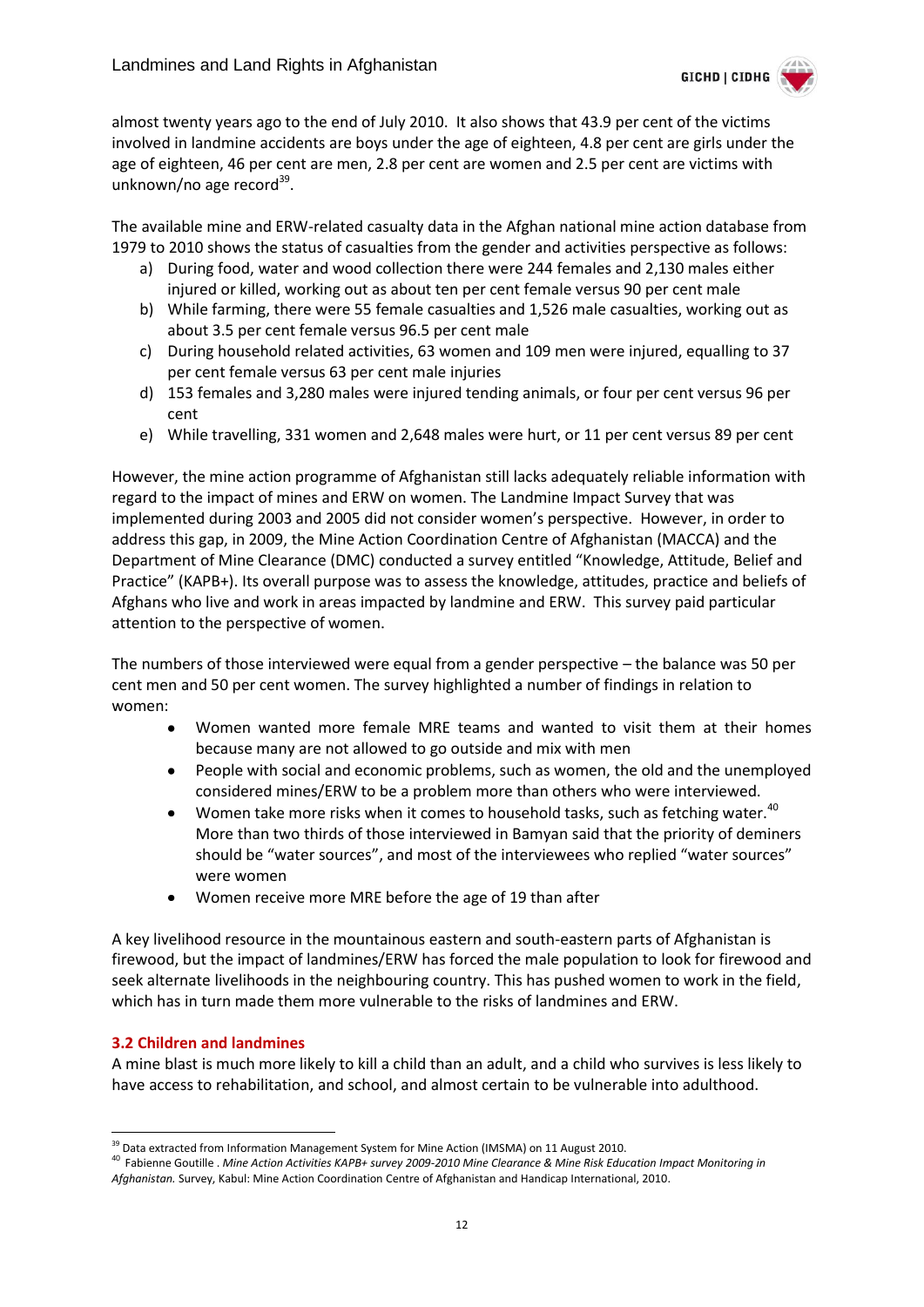almost twenty years ago to the end of July 2010. It also shows that 43.9 per cent of the victims involved in landmine accidents are boys under the age of eighteen, 4.8 per cent are girls under the age of eighteen, 46 per cent are men, 2.8 per cent are women and 2.5 per cent are victims with unknown/no age record[39].

The available mine and ERW-related casualty data in the Afghan national mine action database from 1979 to 2010 shows the status of casualties from the gender and activities perspective as follows:

a) During food, water and wood collection there were 244 females and 2,130 males either injured or killed, working out as about ten per cent female versus 90 per cent male
b) While farming, there were 55 female casualties and 1,526 male casualties, working out as about 3.5 per cent female versus 96.5 per cent male
c) During household related activities, 63 women and 109 men were injured, equalling to 37 per cent female versus 63 per cent male injuries
d) 153 females and 3,280 males were injured tending animals, or four per cent versus 96 per cent
e) While travelling, 331 women and 2,648 males were hurt, or 11 per cent versus 89 per cent

However, the mine action programme of Afghanistan still lacks adequately reliable information with regard to the impact of mines and ERW on women. The Landmine Impact Survey that was implemented during 2003 and 2005 did not consider women's perspective. However, in order to address this gap, in 2009, the Mine Action Coordination Centre of Afghanistan (MACCA) and the Department of Mine Clearance (DMC) conducted a survey entitled "Knowledge, Attitude, Belief and Practice" (KAPB+). Its overall purpose was to assess the knowledge, attitudes, practice and beliefs of Afghans who live and work in areas impacted by landmine and ERW. This survey paid particular attention to the perspective of women.

The numbers of those interviewed were equal from a gender perspective – the balance was 50 per cent men and 50 per cent women. The survey highlighted a number of findings in relation to women:

- Women wanted more female MRE teams and wanted to visit them at their homes because many are not allowed to go outside and mix with men
- People with social and economic problems, such as women, the old and the unemployed considered mines/ERW to be a problem more than others who were interviewed.
- Women take more risks when it comes to household tasks, such as fetching water.[40] More than two thirds of those interviewed in Bamyan said that the priority of deminers should be "water sources", and most of the interviewees who replied "water sources" were women
- Women receive more MRE before the age of 19 than after

A key livelihood resource in the mountainous eastern and south-eastern parts of Afghanistan is firewood, but the impact of landmines/ERW has forced the male population to look for firewood and seek alternate livelihoods in the neighbouring country. This has pushed women to work in the field, which has in turn made them more vulnerable to the risks of landmines and ERW.

### 3.2 Children and landmines

A mine blast is much more likely to kill a child than an adult, and a child who survives is less likely to have access to rehabilitation, and school, and almost certain to be vulnerable into adulthood.

---

[39] Data extracted from Information Management System for Mine Action (IMSMA) on 11 August 2010.

[40] Fabienne Goutille . *Mine Action Activities KAPB+ survey 2009-2010 Mine Clearance & Mine Risk Education Impact Monitoring in Afghanistan.* Survey, Kabul: Mine Action Coordination Centre of Afghanistan and Handicap International, 2010.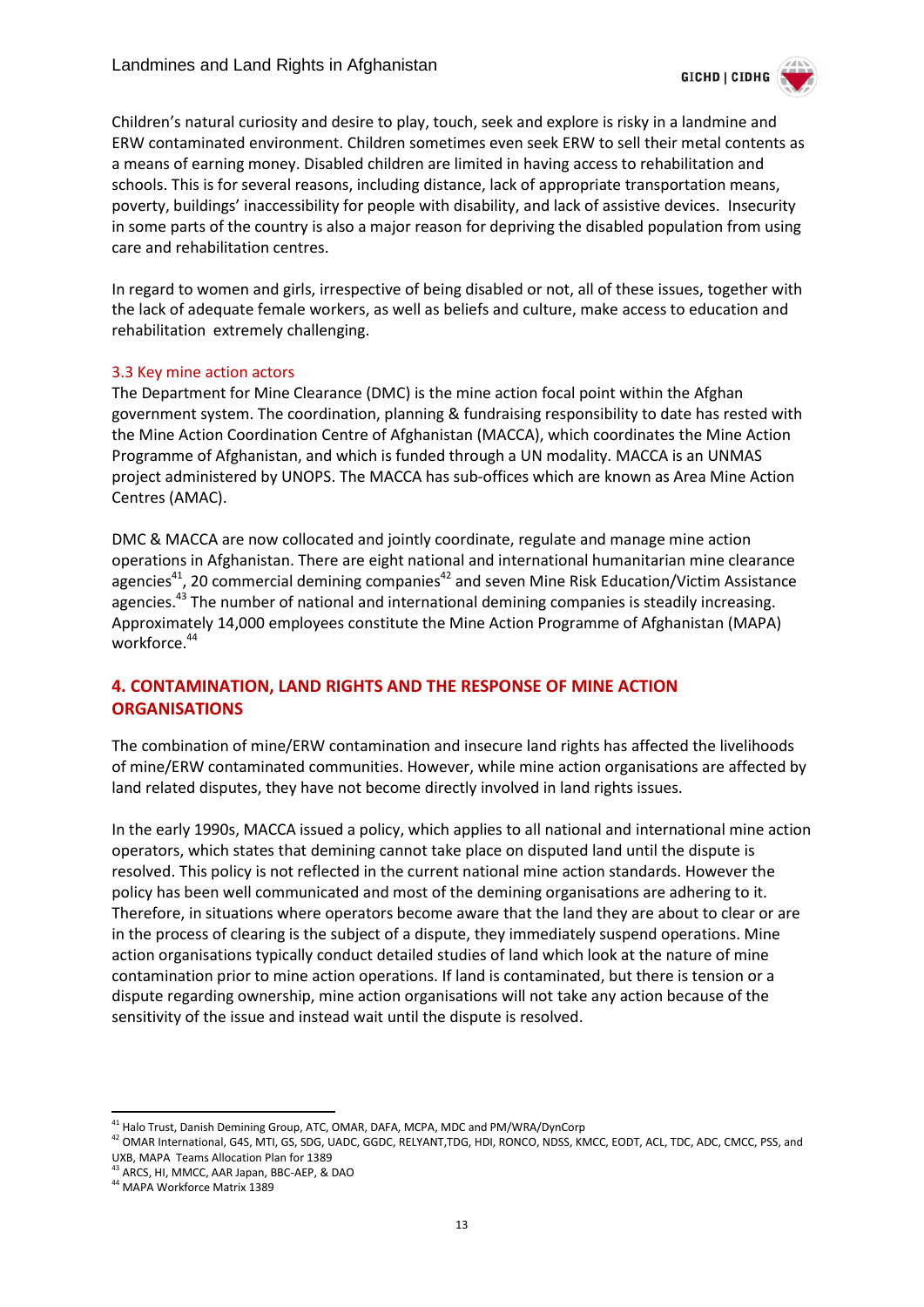Children's natural curiosity and desire to play, touch, seek and explore is risky in a landmine and ERW contaminated environment. Children sometimes even seek ERW to sell their metal contents as a means of earning money. Disabled children are limited in having access to rehabilitation and schools. This is for several reasons, including distance, lack of appropriate transportation means, poverty, buildings' inaccessibility for people with disability, and lack of assistive devices. Insecurity in some parts of the country is also a major reason for depriving the disabled population from using care and rehabilitation centres.

In regard to women and girls, irrespective of being disabled or not, all of these issues, together with the lack of adequate female workers, as well as beliefs and culture, make access to education and rehabilitation extremely challenging.

### 3.3 Key mine action actors

The Department for Mine Clearance (DMC) is the mine action focal point within the Afghan government system. The coordination, planning & fundraising responsibility to date has rested with the Mine Action Coordination Centre of Afghanistan (MACCA), which coordinates the Mine Action Programme of Afghanistan, and which is funded through a UN modality. MACCA is an UNMAS project administered by UNOPS. The MACCA has sub-offices which are known as Area Mine Action Centres (AMAC).

DMC & MACCA are now collocated and jointly coordinate, regulate and manage mine action operations in Afghanistan. There are eight national and international humanitarian mine clearance agencies[41], 20 commercial demining companies[42] and seven Mine Risk Education/Victim Assistance agencies.[43] The number of national and international demining companies is steadily increasing. Approximately 14,000 employees constitute the Mine Action Programme of Afghanistan (MAPA) workforce.[44]

## 4. CONTAMINATION, LAND RIGHTS AND THE RESPONSE OF MINE ACTION ORGANISATIONS

The combination of mine/ERW contamination and insecure land rights has affected the livelihoods of mine/ERW contaminated communities. However, while mine action organisations are affected by land related disputes, they have not become directly involved in land rights issues.

In the early 1990s, MACCA issued a policy, which applies to all national and international mine action operators, which states that demining cannot take place on disputed land until the dispute is resolved. This policy is not reflected in the current national mine action standards. However the policy has been well communicated and most of the demining organisations are adhering to it. Therefore, in situations where operators become aware that the land they are about to clear or are in the process of clearing is the subject of a dispute, they immediately suspend operations. Mine action organisations typically conduct detailed studies of land which look at the nature of mine contamination prior to mine action operations. If land is contaminated, but there is tension or a dispute regarding ownership, mine action organisations will not take any action because of the sensitivity of the issue and instead wait until the dispute is resolved.

---

[41] Halo Trust, Danish Demining Group, ATC, OMAR, DAFA, MCPA, MDC and PM/WRA/DynCorp

[42] OMAR International, G4S, MTI, GS, SDG, UADC, GGDC, RELYANT,TDG, HDI, RONCO, NDSS, KMCC, EODT, ACL, TDC, ADC, CMCC, PSS, and UXB, MAPA Teams Allocation Plan for 1389

[43] ARCS, HI, MMCC, AAR Japan, BBC-AEP, & DAO

[44] MAPA Workforce Matrix 1389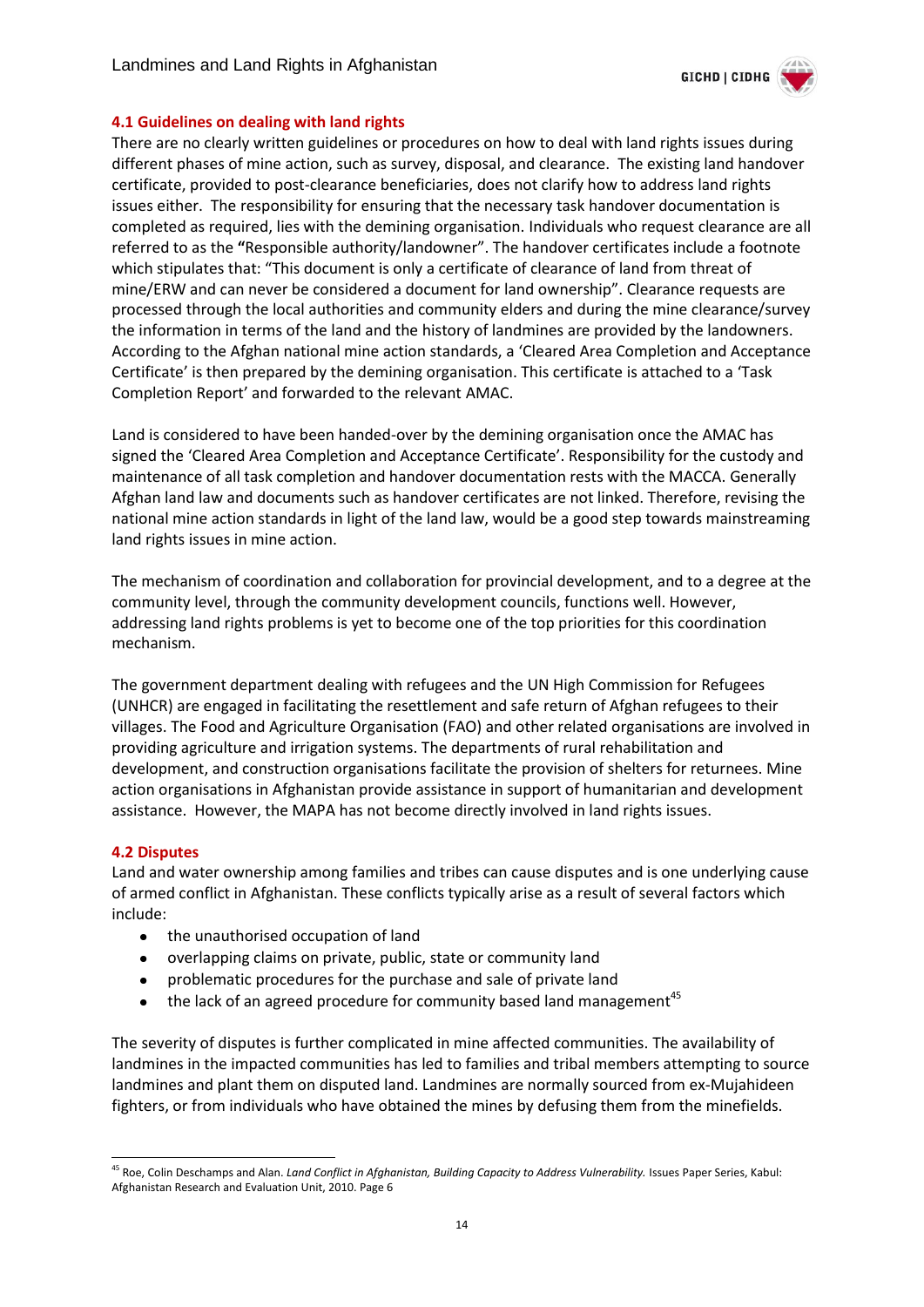### 4.1 Guidelines on dealing with land rights

There are no clearly written guidelines or procedures on how to deal with land rights issues during different phases of mine action, such as survey, disposal, and clearance. The existing land handover certificate, provided to post-clearance beneficiaries, does not clarify how to address land rights issues either. The responsibility for ensuring that the necessary task handover documentation is completed as required, lies with the demining organisation. Individuals who request clearance are all referred to as the **"**Responsible authority/landowner". The handover certificates include a footnote which stipulates that: "This document is only a certificate of clearance of land from threat of mine/ERW and can never be considered a document for land ownership". Clearance requests are processed through the local authorities and community elders and during the mine clearance/survey the information in terms of the land and the history of landmines are provided by the landowners. According to the Afghan national mine action standards, a 'Cleared Area Completion and Acceptance Certificate' is then prepared by the demining organisation. This certificate is attached to a 'Task Completion Report' and forwarded to the relevant AMAC.

Land is considered to have been handed-over by the demining organisation once the AMAC has signed the 'Cleared Area Completion and Acceptance Certificate'. Responsibility for the custody and maintenance of all task completion and handover documentation rests with the MACCA. Generally Afghan land law and documents such as handover certificates are not linked. Therefore, revising the national mine action standards in light of the land law, would be a good step towards mainstreaming land rights issues in mine action.

The mechanism of coordination and collaboration for provincial development, and to a degree at the community level, through the community development councils, functions well. However, addressing land rights problems is yet to become one of the top priorities for this coordination mechanism.

The government department dealing with refugees and the UN High Commission for Refugees (UNHCR) are engaged in facilitating the resettlement and safe return of Afghan refugees to their villages. The Food and Agriculture Organisation (FAO) and other related organisations are involved in providing agriculture and irrigation systems. The departments of rural rehabilitation and development, and construction organisations facilitate the provision of shelters for returnees. Mine action organisations in Afghanistan provide assistance in support of humanitarian and development assistance. However, the MAPA has not become directly involved in land rights issues.

### 4.2 Disputes

Land and water ownership among families and tribes can cause disputes and is one underlying cause of armed conflict in Afghanistan. These conflicts typically arise as a result of several factors which include:

- the unauthorised occupation of land
- overlapping claims on private, public, state or community land
- problematic procedures for the purchase and sale of private land
- the lack of an agreed procedure for community based land management[45]

The severity of disputes is further complicated in mine affected communities. The availability of landmines in the impacted communities has led to families and tribal members attempting to source landmines and plant them on disputed land. Landmines are normally sourced from ex-Mujahideen fighters, or from individuals who have obtained the mines by defusing them from the minefields.

---

[45] Roe, Colin Deschamps and Alan. *Land Conflict in Afghanistan, Building Capacity to Address Vulnerability.* Issues Paper Series, Kabul: Afghanistan Research and Evaluation Unit, 2010. Page 6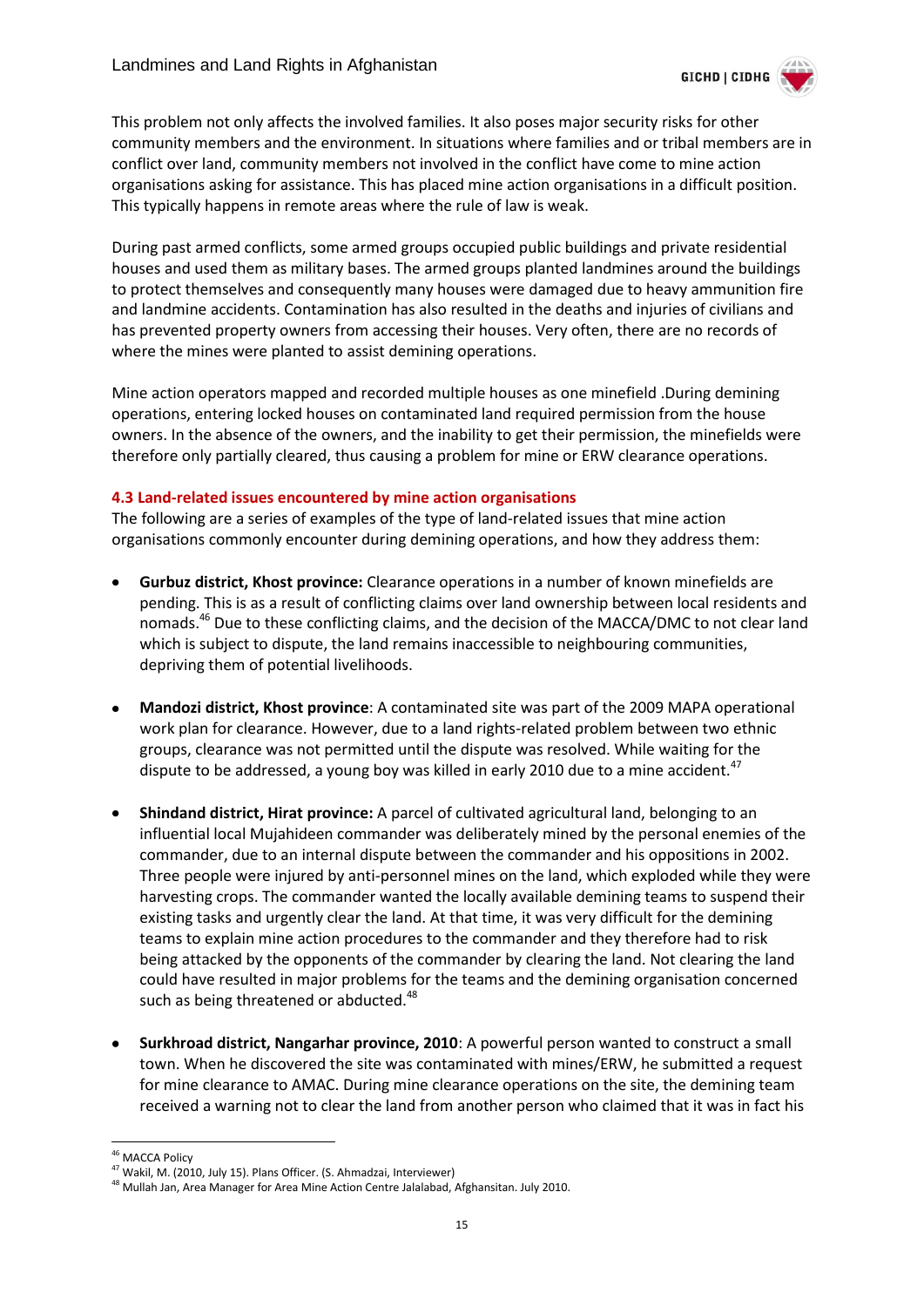This problem not only affects the involved families. It also poses major security risks for other community members and the environment. In situations where families and or tribal members are in conflict over land, community members not involved in the conflict have come to mine action organisations asking for assistance. This has placed mine action organisations in a difficult position. This typically happens in remote areas where the rule of law is weak.

During past armed conflicts, some armed groups occupied public buildings and private residential houses and used them as military bases. The armed groups planted landmines around the buildings to protect themselves and consequently many houses were damaged due to heavy ammunition fire and landmine accidents. Contamination has also resulted in the deaths and injuries of civilians and has prevented property owners from accessing their houses. Very often, there are no records of where the mines were planted to assist demining operations.

Mine action operators mapped and recorded multiple houses as one minefield .During demining operations, entering locked houses on contaminated land required permission from the house owners. In the absence of the owners, and the inability to get their permission, the minefields were therefore only partially cleared, thus causing a problem for mine or ERW clearance operations.

### 4.3 Land-related issues encountered by mine action organisations

The following are a series of examples of the type of land-related issues that mine action organisations commonly encounter during demining operations, and how they address them:

- **Gurbuz district, Khost province:** Clearance operations in a number of known minefields are pending. This is as a result of conflicting claims over land ownership between local residents and nomads.[46] Due to these conflicting claims, and the decision of the MACCA/DMC to not clear land which is subject to dispute, the land remains inaccessible to neighbouring communities, depriving them of potential livelihoods.

- **Mandozi district, Khost province**: A contaminated site was part of the 2009 MAPA operational work plan for clearance. However, due to a land rights-related problem between two ethnic groups, clearance was not permitted until the dispute was resolved. While waiting for the dispute to be addressed, a young boy was killed in early 2010 due to a mine accident.[47]

- **Shindand district, Hirat province:** A parcel of cultivated agricultural land, belonging to an influential local Mujahideen commander was deliberately mined by the personal enemies of the commander, due to an internal dispute between the commander and his oppositions in 2002. Three people were injured by anti-personnel mines on the land, which exploded while they were harvesting crops. The commander wanted the locally available demining teams to suspend their existing tasks and urgently clear the land. At that time, it was very difficult for the demining teams to explain mine action procedures to the commander and they therefore had to risk being attacked by the opponents of the commander by clearing the land. Not clearing the land could have resulted in major problems for the teams and the demining organisation concerned such as being threatened or abducted.[48]

- **Surkhroad district, Nangarhar province, 2010**: A powerful person wanted to construct a small town. When he discovered the site was contaminated with mines/ERW, he submitted a request for mine clearance to AMAC. During mine clearance operations on the site, the demining team received a warning not to clear the land from another person who claimed that it was in fact his

---

[46] MACCA Policy

[47] Wakil, M. (2010, July 15). Plans Officer. (S. Ahmadzai, Interviewer)

[48] Mullah Jan, Area Manager for Area Mine Action Centre Jalalabad, Afghansitan. July 2010.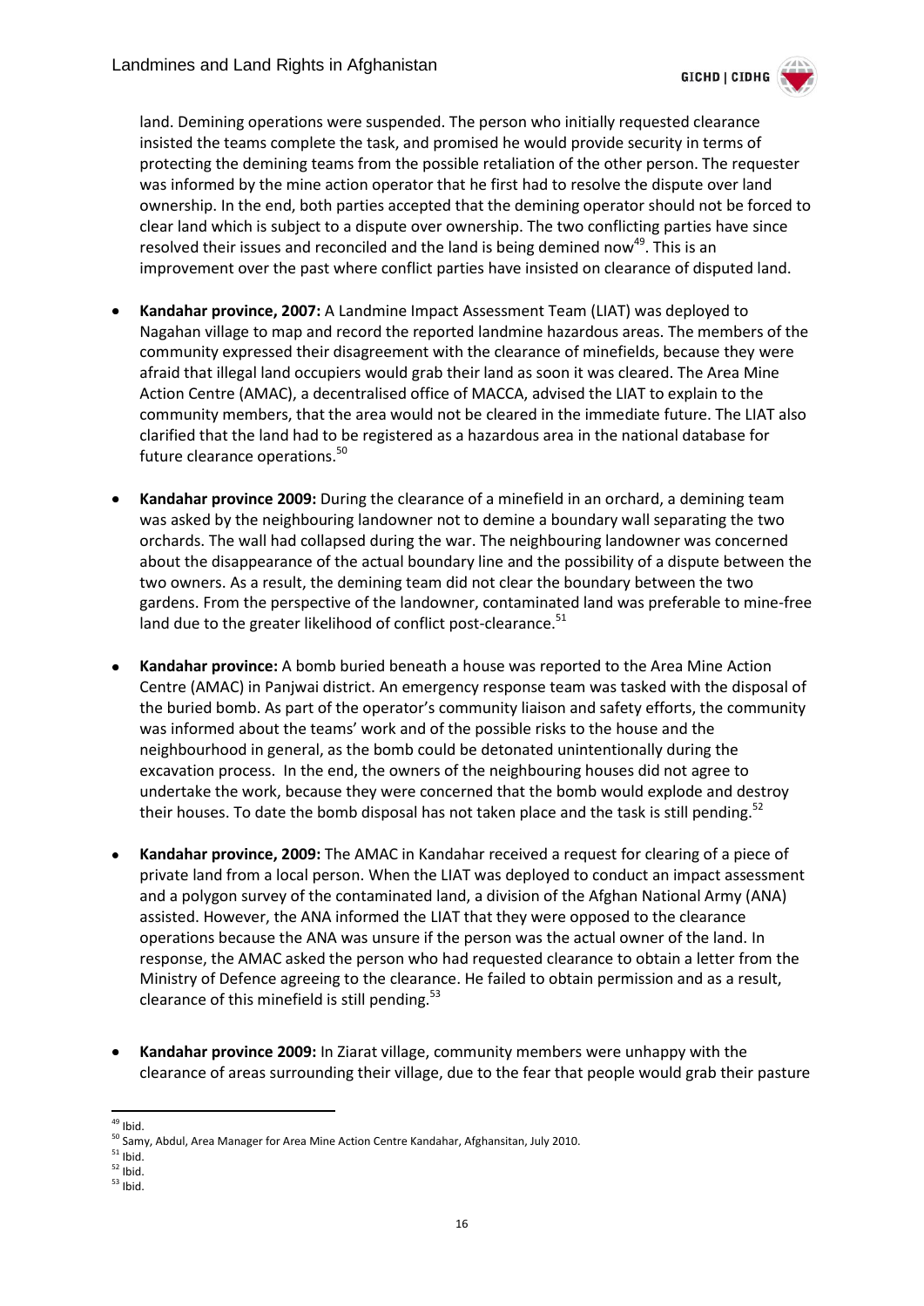land. Demining operations were suspended. The person who initially requested clearance insisted the teams complete the task, and promised he would provide security in terms of protecting the demining teams from the possible retaliation of the other person. The requester was informed by the mine action operator that he first had to resolve the dispute over land ownership. In the end, both parties accepted that the demining operator should not be forced to clear land which is subject to a dispute over ownership. The two conflicting parties have since resolved their issues and reconciled and the land is being demined now[49]. This is an improvement over the past where conflict parties have insisted on clearance of disputed land.

- **Kandahar province, 2007:** A Landmine Impact Assessment Team (LIAT) was deployed to Nagahan village to map and record the reported landmine hazardous areas. The members of the community expressed their disagreement with the clearance of minefields, because they were afraid that illegal land occupiers would grab their land as soon it was cleared. The Area Mine Action Centre (AMAC), a decentralised office of MACCA, advised the LIAT to explain to the community members, that the area would not be cleared in the immediate future. The LIAT also clarified that the land had to be registered as a hazardous area in the national database for future clearance operations.[50]

- **Kandahar province 2009:** During the clearance of a minefield in an orchard, a demining team was asked by the neighbouring landowner not to demine a boundary wall separating the two orchards. The wall had collapsed during the war. The neighbouring landowner was concerned about the disappearance of the actual boundary line and the possibility of a dispute between the two owners. As a result, the demining team did not clear the boundary between the two gardens. From the perspective of the landowner, contaminated land was preferable to mine-free land due to the greater likelihood of conflict post-clearance.[51]

- **Kandahar province:** A bomb buried beneath a house was reported to the Area Mine Action Centre (AMAC) in Panjwai district. An emergency response team was tasked with the disposal of the buried bomb. As part of the operator's community liaison and safety efforts, the community was informed about the teams' work and of the possible risks to the house and the neighbourhood in general, as the bomb could be detonated unintentionally during the excavation process. In the end, the owners of the neighbouring houses did not agree to undertake the work, because they were concerned that the bomb would explode and destroy their houses. To date the bomb disposal has not taken place and the task is still pending.[52]

- **Kandahar province, 2009:** The AMAC in Kandahar received a request for clearing of a piece of private land from a local person. When the LIAT was deployed to conduct an impact assessment and a polygon survey of the contaminated land, a division of the Afghan National Army (ANA) assisted. However, the ANA informed the LIAT that they were opposed to the clearance operations because the ANA was unsure if the person was the actual owner of the land. In response, the AMAC asked the person who had requested clearance to obtain a letter from the Ministry of Defence agreeing to the clearance. He failed to obtain permission and as a result, clearance of this minefield is still pending.[53]

- **Kandahar province 2009:** In Ziarat village, community members were unhappy with the clearance of areas surrounding their village, due to the fear that people would grab their pasture

---

[49] Ibid.

[50] Samy, Abdul, Area Manager for Area Mine Action Centre Kandahar, Afghansitan, July 2010.

[51] Ibid.

[52] Ibid.

[53] Ibid.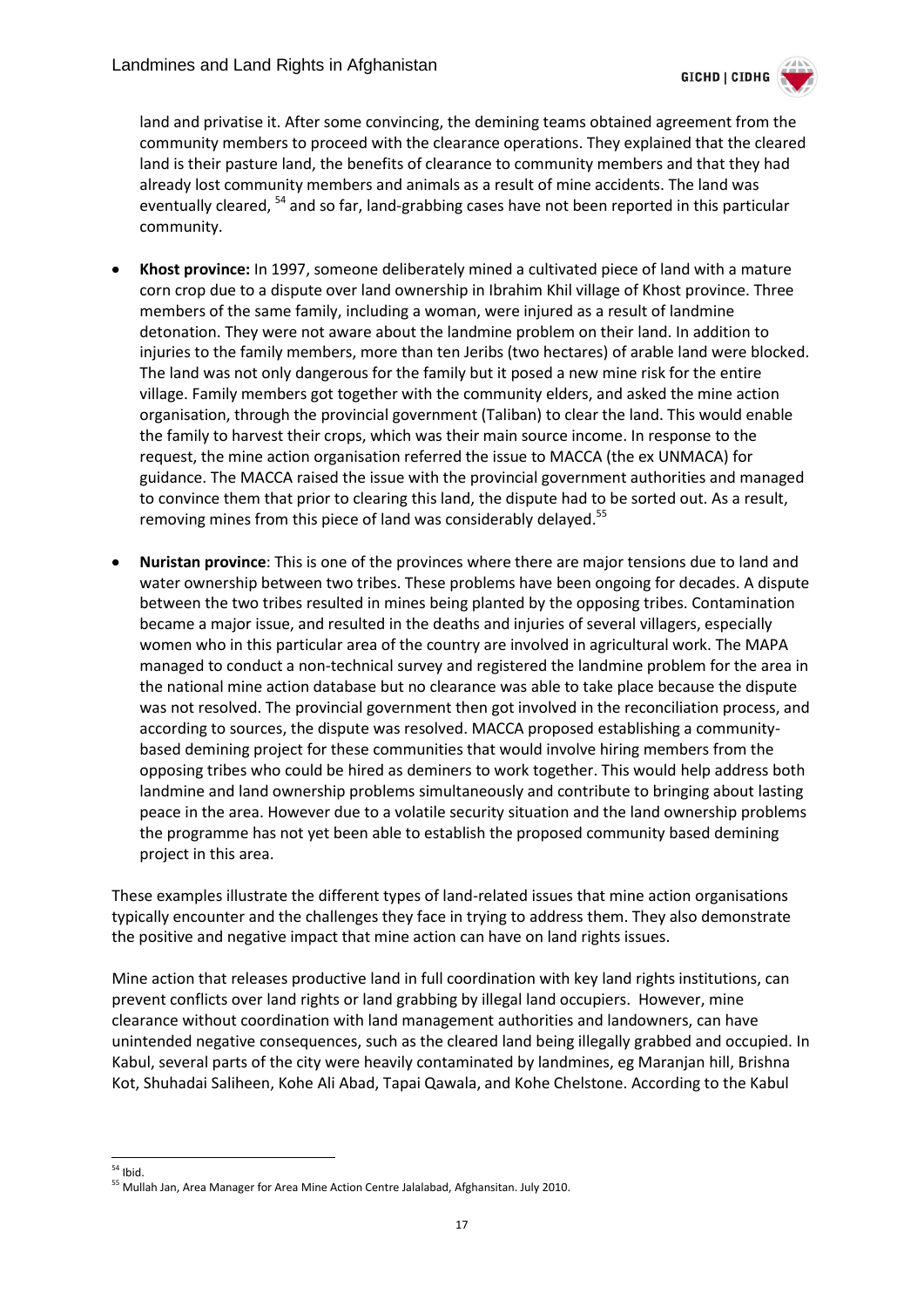land and privatise it. After some convincing, the demining teams obtained agreement from the community members to proceed with the clearance operations. They explained that the cleared land is their pasture land, the benefits of clearance to community members and that they had already lost community members and animals as a result of mine accidents. The land was eventually cleared, [54] and so far, land-grabbing cases have not been reported in this particular community.

- **Khost province:** In 1997, someone deliberately mined a cultivated piece of land with a mature corn crop due to a dispute over land ownership in Ibrahim Khil village of Khost province. Three members of the same family, including a woman, were injured as a result of landmine detonation. They were not aware about the landmine problem on their land. In addition to injuries to the family members, more than ten Jeribs (two hectares) of arable land were blocked. The land was not only dangerous for the family but it posed a new mine risk for the entire village. Family members got together with the community elders, and asked the mine action organisation, through the provincial government (Taliban) to clear the land. This would enable the family to harvest their crops, which was their main source income. In response to the request, the mine action organisation referred the issue to MACCA (the ex UNMACA) for guidance. The MACCA raised the issue with the provincial government authorities and managed to convince them that prior to clearing this land, the dispute had to be sorted out. As a result, removing mines from this piece of land was considerably delayed.[55]

- **Nuristan province**: This is one of the provinces where there are major tensions due to land and water ownership between two tribes. These problems have been ongoing for decades. A dispute between the two tribes resulted in mines being planted by the opposing tribes. Contamination became a major issue, and resulted in the deaths and injuries of several villagers, especially women who in this particular area of the country are involved in agricultural work. The MAPA managed to conduct a non-technical survey and registered the landmine problem for the area in the national mine action database but no clearance was able to take place because the dispute was not resolved. The provincial government then got involved in the reconciliation process, and according to sources, the dispute was resolved. MACCA proposed establishing a community-based demining project for these communities that would involve hiring members from the opposing tribes who could be hired as deminers to work together. This would help address both landmine and land ownership problems simultaneously and contribute to bringing about lasting peace in the area. However due to a volatile security situation and the land ownership problems the programme has not yet been able to establish the proposed community based demining project in this area.

These examples illustrate the different types of land-related issues that mine action organisations typically encounter and the challenges they face in trying to address them. They also demonstrate the positive and negative impact that mine action can have on land rights issues.

Mine action that releases productive land in full coordination with key land rights institutions, can prevent conflicts over land rights or land grabbing by illegal land occupiers. However, mine clearance without coordination with land management authorities and landowners, can have unintended negative consequences, such as the cleared land being illegally grabbed and occupied. In Kabul, several parts of the city were heavily contaminated by landmines, eg Maranjan hill, Brishna Kot, Shuhadai Saliheen, Kohe Ali Abad, Tapai Qawala, and Kohe Chelstone. According to the Kabul

---

[54] Ibid.

[55] Mullah Jan, Area Manager for Area Mine Action Centre Jalalabad, Afghansitan. July 2010.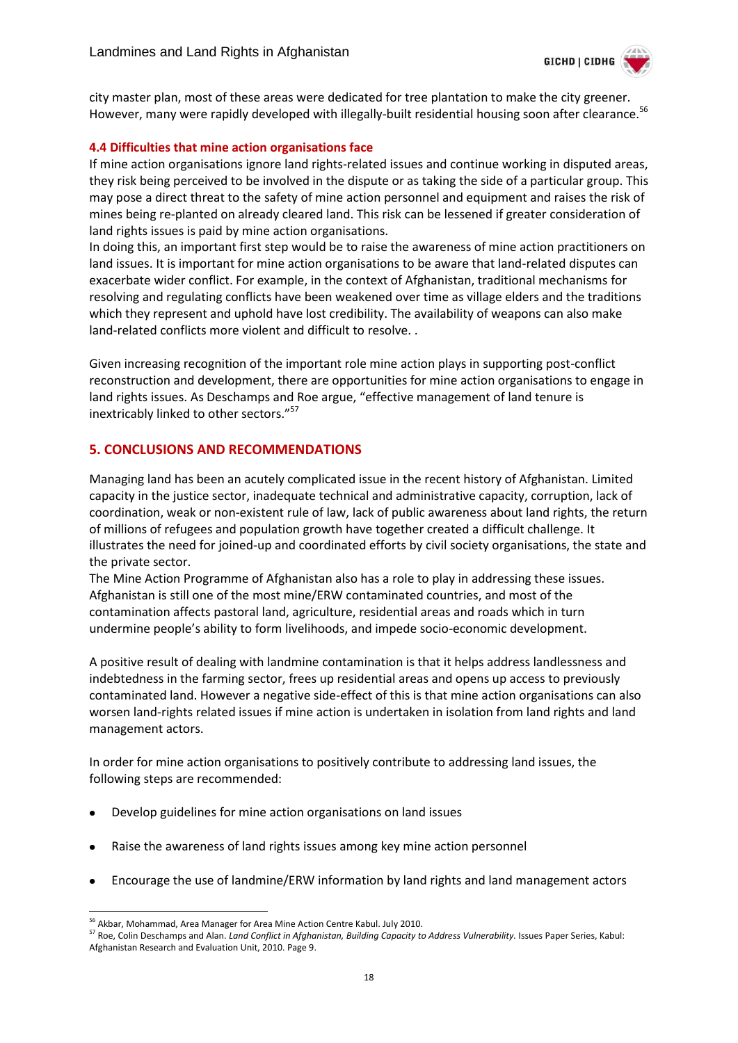city master plan, most of these areas were dedicated for tree plantation to make the city greener. However, many were rapidly developed with illegally-built residential housing soon after clearance.[56]

### 4.4 Difficulties that mine action organisations face

If mine action organisations ignore land rights-related issues and continue working in disputed areas, they risk being perceived to be involved in the dispute or as taking the side of a particular group. This may pose a direct threat to the safety of mine action personnel and equipment and raises the risk of mines being re-planted on already cleared land. This risk can be lessened if greater consideration of land rights issues is paid by mine action organisations.

In doing this, an important first step would be to raise the awareness of mine action practitioners on land issues. It is important for mine action organisations to be aware that land-related disputes can exacerbate wider conflict. For example, in the context of Afghanistan, traditional mechanisms for resolving and regulating conflicts have been weakened over time as village elders and the traditions which they represent and uphold have lost credibility. The availability of weapons can also make land-related conflicts more violent and difficult to resolve. .

Given increasing recognition of the important role mine action plays in supporting post-conflict reconstruction and development, there are opportunities for mine action organisations to engage in land rights issues. As Deschamps and Roe argue, "effective management of land tenure is inextricably linked to other sectors."[57]

## 5. CONCLUSIONS AND RECOMMENDATIONS

Managing land has been an acutely complicated issue in the recent history of Afghanistan. Limited capacity in the justice sector, inadequate technical and administrative capacity, corruption, lack of coordination, weak or non-existent rule of law, lack of public awareness about land rights, the return of millions of refugees and population growth have together created a difficult challenge. It illustrates the need for joined-up and coordinated efforts by civil society organisations, the state and the private sector.

The Mine Action Programme of Afghanistan also has a role to play in addressing these issues. Afghanistan is still one of the most mine/ERW contaminated countries, and most of the contamination affects pastoral land, agriculture, residential areas and roads which in turn undermine people's ability to form livelihoods, and impede socio-economic development.

A positive result of dealing with landmine contamination is that it helps address landlessness and indebtedness in the farming sector, frees up residential areas and opens up access to previously contaminated land. However a negative side-effect of this is that mine action organisations can also worsen land-rights related issues if mine action is undertaken in isolation from land rights and land management actors.

In order for mine action organisations to positively contribute to addressing land issues, the following steps are recommended:

- Develop guidelines for mine action organisations on land issues
- Raise the awareness of land rights issues among key mine action personnel
- Encourage the use of landmine/ERW information by land rights and land management actors

---

[56] Akbar, Mohammad, Area Manager for Area Mine Action Centre Kabul. July 2010.

[57] Roe, Colin Deschamps and Alan. *Land Conflict in Afghanistan, Building Capacity to Address Vulnerability.* Issues Paper Series, Kabul: Afghanistan Research and Evaluation Unit, 2010. Page 9.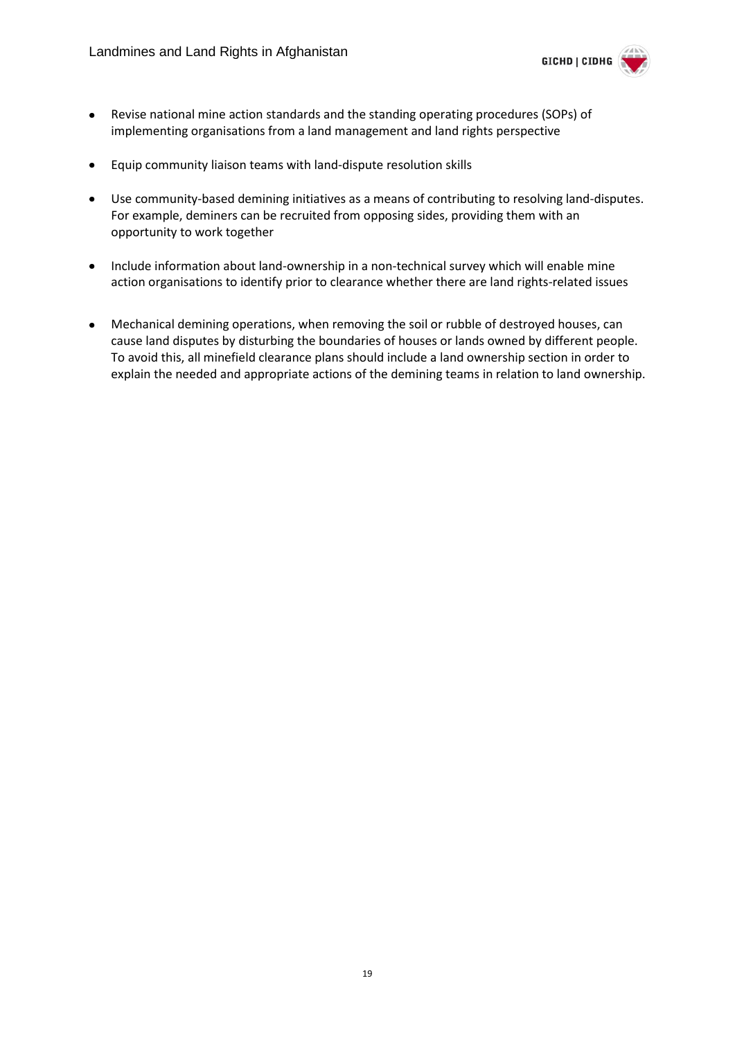- Revise national mine action standards and the standing operating procedures (SOPs) of implementing organisations from a land management and land rights perspective

- Equip community liaison teams with land-dispute resolution skills

- Use community-based demining initiatives as a means of contributing to resolving land-disputes. For example, deminers can be recruited from opposing sides, providing them with an opportunity to work together

- Include information about land-ownership in a non-technical survey which will enable mine action organisations to identify prior to clearance whether there are land rights-related issues

- Mechanical demining operations, when removing the soil or rubble of destroyed houses, can cause land disputes by disturbing the boundaries of houses or lands owned by different people. To avoid this, all minefield clearance plans should include a land ownership section in order to explain the needed and appropriate actions of the demining teams in relation to land ownership.